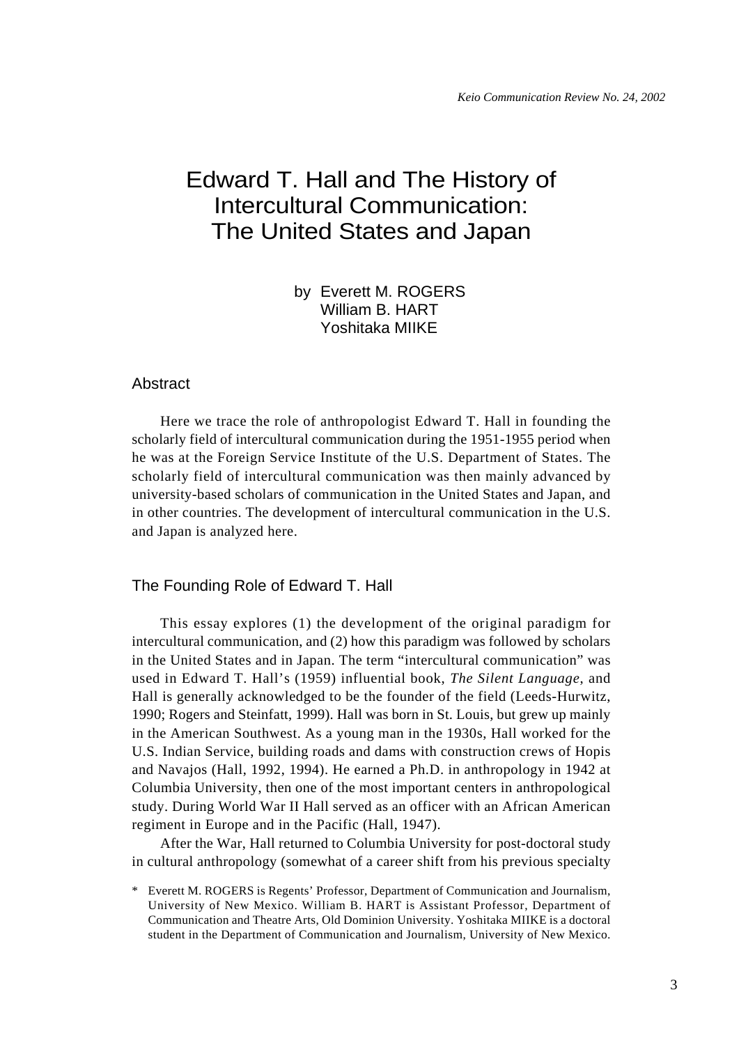# Edward T. Hall and The History of Intercultural Communication: The United States and Japan

by Everett M. ROGERS
William B. HART
Yoshitaka MIIKE

## Abstract

Here we trace the role of anthropologist Edward T. Hall in founding the scholarly field of intercultural communication during the 1951-1955 period when he was at the Foreign Service Institute of the U.S. Department of States. The scholarly field of intercultural communication was then mainly advanced by university-based scholars of communication in the United States and Japan, and in other countries. The development of intercultural communication in the U.S. and Japan is analyzed here.

## The Founding Role of Edward T. Hall

This essay explores (1) the development of the original paradigm for intercultural communication, and (2) how this paradigm was followed by scholars in the United States and in Japan. The term "intercultural communication" was used in Edward T. Hall's (1959) influential book, *The Silent Language*, and Hall is generally acknowledged to be the founder of the field (Leeds-Hurwitz, 1990; Rogers and Steinfatt, 1999). Hall was born in St. Louis, but grew up mainly in the American Southwest. As a young man in the 1930s, Hall worked for the U.S. Indian Service, building roads and dams with construction crews of Hopis and Navajos (Hall, 1992, 1994). He earned a Ph.D. in anthropology in 1942 at Columbia University, then one of the most important centers in anthropological study. During World War II Hall served as an officer with an African American regiment in Europe and in the Pacific (Hall, 1947).

After the War, Hall returned to Columbia University for post-doctoral study in cultural anthropology (somewhat of a career shift from his previous specialty

\* Everett M. ROGERS is Regents' Professor, Department of Communication and Journalism, University of New Mexico. William B. HART is Assistant Professor, Department of Communication and Theatre Arts, Old Dominion University. Yoshitaka MIIKE is a doctoral student in the Department of Communication and Journalism, University of New Mexico.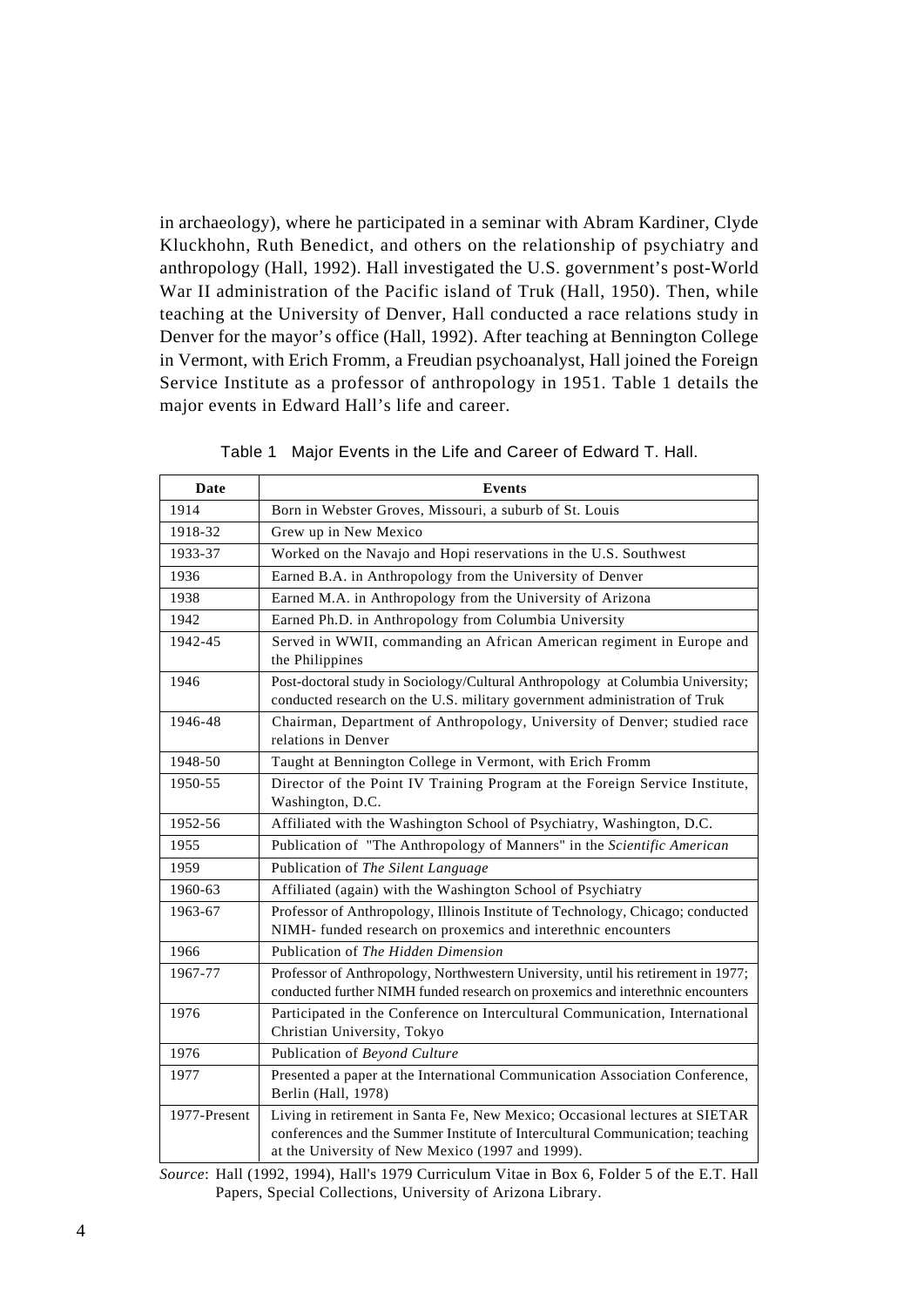in archaeology), where he participated in a seminar with Abram Kardiner, Clyde Kluckhohn, Ruth Benedict, and others on the relationship of psychiatry and anthropology (Hall, 1992). Hall investigated the U.S. government's post-World War II administration of the Pacific island of Truk (Hall, 1950). Then, while teaching at the University of Denver, Hall conducted a race relations study in Denver for the mayor's office (Hall, 1992). After teaching at Bennington College in Vermont, with Erich Fromm, a Freudian psychoanalyst, Hall joined the Foreign Service Institute as a professor of anthropology in 1951. Table 1 details the major events in Edward Hall's life and career.

Table 1 Major Events in the Life and Career of Edward T. Hall.

| Date | Events |
|---|---|
| 1914 | Born in Webster Groves, Missouri, a suburb of St. Louis |
| 1918-32 | Grew up in New Mexico |
| 1933-37 | Worked on the Navajo and Hopi reservations in the U.S. Southwest |
| 1936 | Earned B.A. in Anthropology from the University of Denver |
| 1938 | Earned M.A. in Anthropology from the University of Arizona |
| 1942 | Earned Ph.D. in Anthropology from Columbia University |
| 1942-45 | Served in WWII, commanding an African American regiment in Europe and the Philippines |
| 1946 | Post-doctoral study in Sociology/Cultural Anthropology at Columbia University; conducted research on the U.S. military government administration of Truk |
| 1946-48 | Chairman, Department of Anthropology, University of Denver; studied race relations in Denver |
| 1948-50 | Taught at Bennington College in Vermont, with Erich Fromm |
| 1950-55 | Director of the Point IV Training Program at the Foreign Service Institute, Washington, D.C. |
| 1952-56 | Affiliated with the Washington School of Psychiatry, Washington, D.C. |
| 1955 | Publication of "The Anthropology of Manners" in the *Scientific American* |
| 1959 | Publication of *The Silent Language* |
| 1960-63 | Affiliated (again) with the Washington School of Psychiatry |
| 1963-67 | Professor of Anthropology, Illinois Institute of Technology, Chicago; conducted NIMH- funded research on proxemics and interethnic encounters |
| 1966 | Publication of *The Hidden Dimension* |
| 1967-77 | Professor of Anthropology, Northwestern University, until his retirement in 1977; conducted further NIMH funded research on proxemics and interethnic encounters |
| 1976 | Participated in the Conference on Intercultural Communication, International Christian University, Tokyo |
| 1976 | Publication of *Beyond Culture* |
| 1977 | Presented a paper at the International Communication Association Conference, Berlin (Hall, 1978) |
| 1977-Present | Living in retirement in Santa Fe, New Mexico; Occasional lectures at SIETAR conferences and the Summer Institute of Intercultural Communication; teaching at the University of New Mexico (1997 and 1999). |

*Source*: Hall (1992, 1994), Hall's 1979 Curriculum Vitae in Box 6, Folder 5 of the E.T. Hall Papers, Special Collections, University of Arizona Library.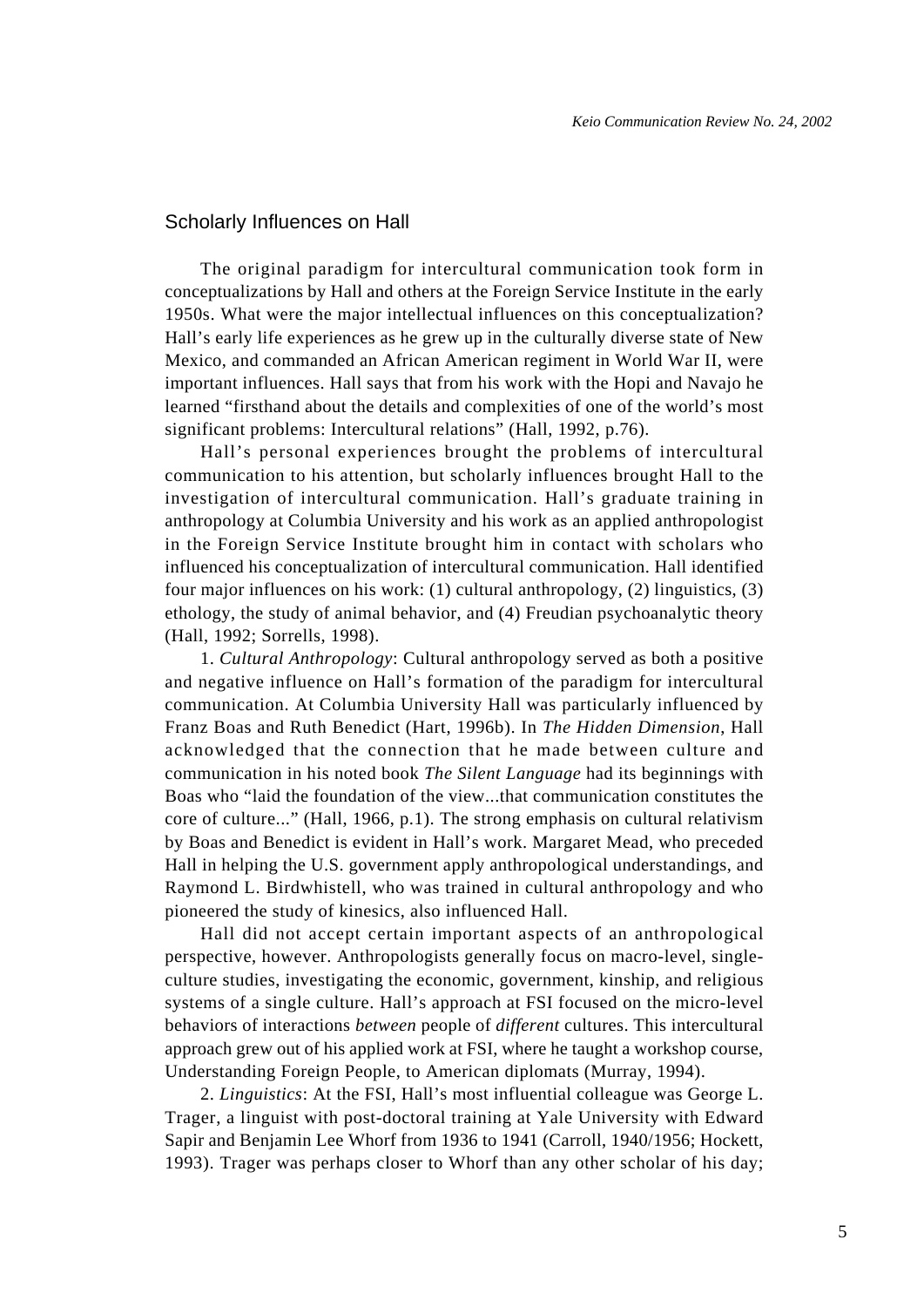## Scholarly Influences on Hall

The original paradigm for intercultural communication took form in conceptualizations by Hall and others at the Foreign Service Institute in the early 1950s. What were the major intellectual influences on this conceptualization? Hall's early life experiences as he grew up in the culturally diverse state of New Mexico, and commanded an African American regiment in World War II, were important influences. Hall says that from his work with the Hopi and Navajo he learned "firsthand about the details and complexities of one of the world's most significant problems: Intercultural relations" (Hall, 1992, p.76).

Hall's personal experiences brought the problems of intercultural communication to his attention, but scholarly influences brought Hall to the investigation of intercultural communication. Hall's graduate training in anthropology at Columbia University and his work as an applied anthropologist in the Foreign Service Institute brought him in contact with scholars who influenced his conceptualization of intercultural communication. Hall identified four major influences on his work: (1) cultural anthropology, (2) linguistics, (3) ethology, the study of animal behavior, and (4) Freudian psychoanalytic theory (Hall, 1992; Sorrells, 1998).

1. *Cultural Anthropology*: Cultural anthropology served as both a positive and negative influence on Hall's formation of the paradigm for intercultural communication. At Columbia University Hall was particularly influenced by Franz Boas and Ruth Benedict (Hart, 1996b). In *The Hidden Dimension*, Hall acknowledged that the connection that he made between culture and communication in his noted book *The Silent Language* had its beginnings with Boas who "laid the foundation of the view...that communication constitutes the core of culture..." (Hall, 1966, p.1). The strong emphasis on cultural relativism by Boas and Benedict is evident in Hall's work. Margaret Mead, who preceded Hall in helping the U.S. government apply anthropological understandings, and Raymond L. Birdwhistell, who was trained in cultural anthropology and who pioneered the study of kinesics, also influenced Hall.

Hall did not accept certain important aspects of an anthropological perspective, however. Anthropologists generally focus on macro-level, single-culture studies, investigating the economic, government, kinship, and religious systems of a single culture. Hall's approach at FSI focused on the micro-level behaviors of interactions *between* people of *different* cultures. This intercultural approach grew out of his applied work at FSI, where he taught a workshop course, Understanding Foreign People, to American diplomats (Murray, 1994).

2. *Linguistics*: At the FSI, Hall's most influential colleague was George L. Trager, a linguist with post-doctoral training at Yale University with Edward Sapir and Benjamin Lee Whorf from 1936 to 1941 (Carroll, 1940/1956; Hockett, 1993). Trager was perhaps closer to Whorf than any other scholar of his day;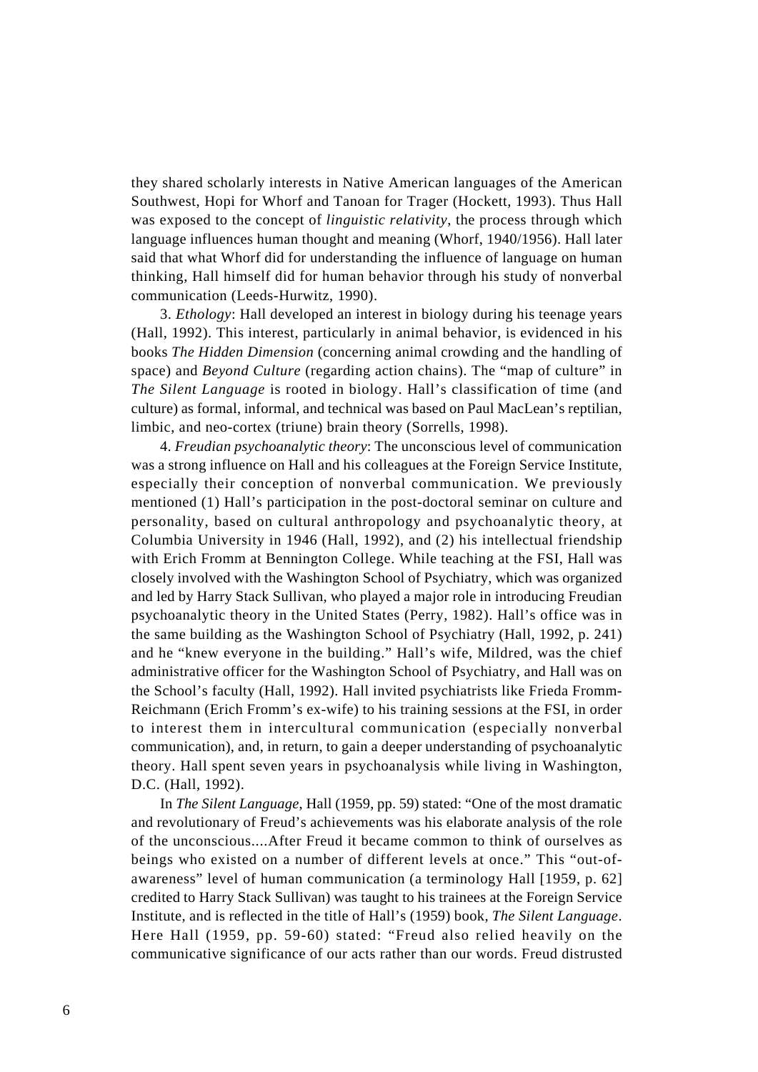they shared scholarly interests in Native American languages of the American Southwest, Hopi for Whorf and Tanoan for Trager (Hockett, 1993). Thus Hall was exposed to the concept of *linguistic relativity*, the process through which language influences human thought and meaning (Whorf, 1940/1956). Hall later said that what Whorf did for understanding the influence of language on human thinking, Hall himself did for human behavior through his study of nonverbal communication (Leeds-Hurwitz, 1990).

3. *Ethology*: Hall developed an interest in biology during his teenage years (Hall, 1992). This interest, particularly in animal behavior, is evidenced in his books *The Hidden Dimension* (concerning animal crowding and the handling of space) and *Beyond Culture* (regarding action chains). The "map of culture" in *The Silent Language* is rooted in biology. Hall's classification of time (and culture) as formal, informal, and technical was based on Paul MacLean's reptilian, limbic, and neo-cortex (triune) brain theory (Sorrells, 1998).

4. *Freudian psychoanalytic theory*: The unconscious level of communication was a strong influence on Hall and his colleagues at the Foreign Service Institute, especially their conception of nonverbal communication. We previously mentioned (1) Hall's participation in the post-doctoral seminar on culture and personality, based on cultural anthropology and psychoanalytic theory, at Columbia University in 1946 (Hall, 1992), and (2) his intellectual friendship with Erich Fromm at Bennington College. While teaching at the FSI, Hall was closely involved with the Washington School of Psychiatry, which was organized and led by Harry Stack Sullivan, who played a major role in introducing Freudian psychoanalytic theory in the United States (Perry, 1982). Hall's office was in the same building as the Washington School of Psychiatry (Hall, 1992, p. 241) and he "knew everyone in the building." Hall's wife, Mildred, was the chief administrative officer for the Washington School of Psychiatry, and Hall was on the School's faculty (Hall, 1992). Hall invited psychiatrists like Frieda Fromm-Reichmann (Erich Fromm's ex-wife) to his training sessions at the FSI, in order to interest them in intercultural communication (especially nonverbal communication), and, in return, to gain a deeper understanding of psychoanalytic theory. Hall spent seven years in psychoanalysis while living in Washington, D.C. (Hall, 1992).

In *The Silent Language*, Hall (1959, pp. 59) stated: "One of the most dramatic and revolutionary of Freud's achievements was his elaborate analysis of the role of the unconscious....After Freud it became common to think of ourselves as beings who existed on a number of different levels at once." This "out-of-awareness" level of human communication (a terminology Hall [1959, p. 62] credited to Harry Stack Sullivan) was taught to his trainees at the Foreign Service Institute, and is reflected in the title of Hall's (1959) book, *The Silent Language*. Here Hall (1959, pp. 59-60) stated: "Freud also relied heavily on the communicative significance of our acts rather than our words. Freud distrusted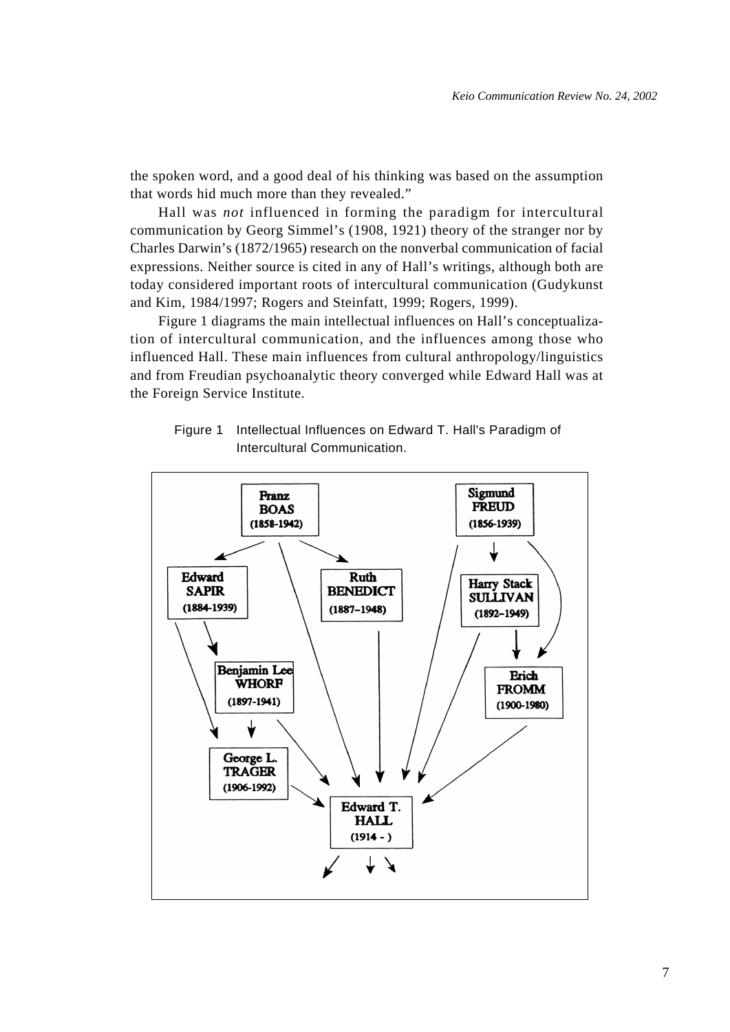the spoken word, and a good deal of his thinking was based on the assumption that words hid much more than they revealed."

Hall was *not* influenced in forming the paradigm for intercultural communication by Georg Simmel's (1908, 1921) theory of the stranger nor by Charles Darwin's (1872/1965) research on the nonverbal communication of facial expressions. Neither source is cited in any of Hall's writings, although both are today considered important roots of intercultural communication (Gudykunst and Kim, 1984/1997; Rogers and Steinfatt, 1999; Rogers, 1999).

Figure 1 diagrams the main intellectual influences on Hall's conceptualization of intercultural communication, and the influences among those who influenced Hall. These main influences from cultural anthropology/linguistics and from Freudian psychoanalytic theory converged while Edward Hall was at the Foreign Service Institute.

Figure 1 Intellectual Influences on Edward T. Hall's Paradigm of Intercultural Communication.

Franz BOAS (1858-1942)

Sigmund FREUD (1856-1939)

Edward SAPIR (1884-1939)

Ruth BENEDICT (1887–1948)

Harry Stack SULLIVAN (1892–1949)

Benjamin Lee WHORF (1897-1941)

Erich FROMM (1900-1980)

George L. TRAGER (1906-1992)

Edward T. HALL (1914 - )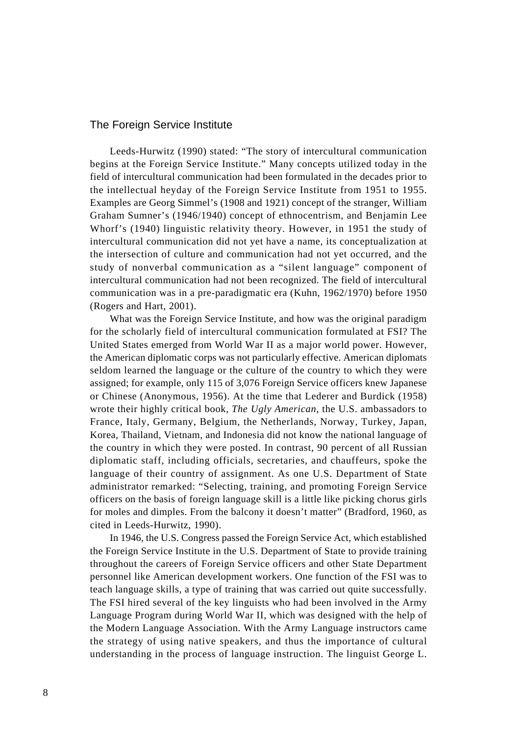## The Foreign Service Institute

Leeds-Hurwitz (1990) stated: "The story of intercultural communication begins at the Foreign Service Institute." Many concepts utilized today in the field of intercultural communication had been formulated in the decades prior to the intellectual heyday of the Foreign Service Institute from 1951 to 1955. Examples are Georg Simmel's (1908 and 1921) concept of the stranger, William Graham Sumner's (1946/1940) concept of ethnocentrism, and Benjamin Lee Whorf's (1940) linguistic relativity theory. However, in 1951 the study of intercultural communication did not yet have a name, its conceptualization at the intersection of culture and communication had not yet occurred, and the study of nonverbal communication as a "silent language" component of intercultural communication had not been recognized. The field of intercultural communication was in a pre-paradigmatic era (Kuhn, 1962/1970) before 1950 (Rogers and Hart, 2001).

What was the Foreign Service Institute, and how was the original paradigm for the scholarly field of intercultural communication formulated at FSI? The United States emerged from World War II as a major world power. However, the American diplomatic corps was not particularly effective. American diplomats seldom learned the language or the culture of the country to which they were assigned; for example, only 115 of 3,076 Foreign Service officers knew Japanese or Chinese (Anonymous, 1956). At the time that Lederer and Burdick (1958) wrote their highly critical book, *The Ugly American*, the U.S. ambassadors to France, Italy, Germany, Belgium, the Netherlands, Norway, Turkey, Japan, Korea, Thailand, Vietnam, and Indonesia did not know the national language of the country in which they were posted. In contrast, 90 percent of all Russian diplomatic staff, including officials, secretaries, and chauffeurs, spoke the language of their country of assignment. As one U.S. Department of State administrator remarked: "Selecting, training, and promoting Foreign Service officers on the basis of foreign language skill is a little like picking chorus girls for moles and dimples. From the balcony it doesn't matter" (Bradford, 1960, as cited in Leeds-Hurwitz, 1990).

In 1946, the U.S. Congress passed the Foreign Service Act, which established the Foreign Service Institute in the U.S. Department of State to provide training throughout the careers of Foreign Service officers and other State Department personnel like American development workers. One function of the FSI was to teach language skills, a type of training that was carried out quite successfully. The FSI hired several of the key linguists who had been involved in the Army Language Program during World War II, which was designed with the help of the Modern Language Association. With the Army Language instructors came the strategy of using native speakers, and thus the importance of cultural understanding in the process of language instruction. The linguist George L.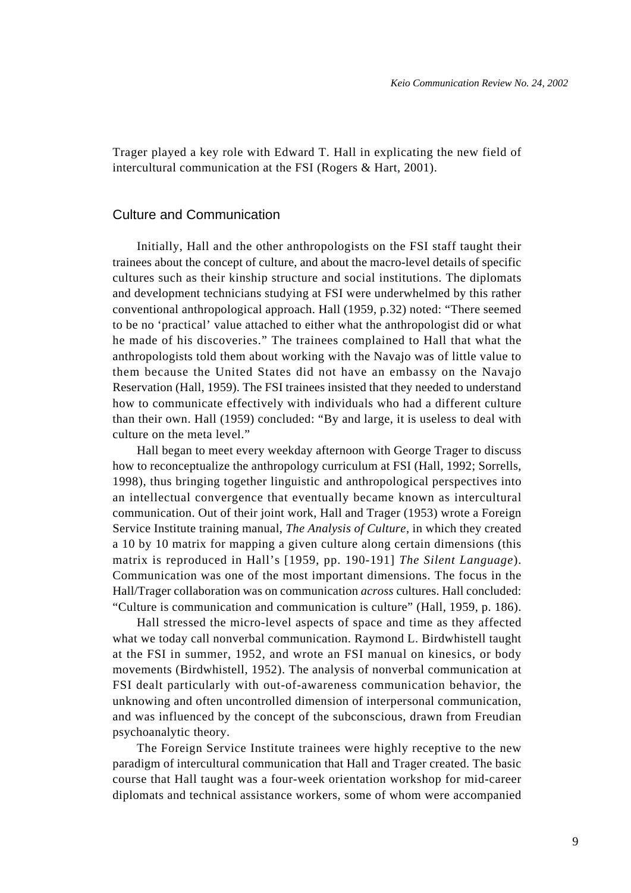Trager played a key role with Edward T. Hall in explicating the new field of intercultural communication at the FSI (Rogers & Hart, 2001).

## Culture and Communication

Initially, Hall and the other anthropologists on the FSI staff taught their trainees about the concept of culture, and about the macro-level details of specific cultures such as their kinship structure and social institutions. The diplomats and development technicians studying at FSI were underwhelmed by this rather conventional anthropological approach. Hall (1959, p.32) noted: "There seemed to be no 'practical' value attached to either what the anthropologist did or what he made of his discoveries." The trainees complained to Hall that what the anthropologists told them about working with the Navajo was of little value to them because the United States did not have an embassy on the Navajo Reservation (Hall, 1959). The FSI trainees insisted that they needed to understand how to communicate effectively with individuals who had a different culture than their own. Hall (1959) concluded: "By and large, it is useless to deal with culture on the meta level."

Hall began to meet every weekday afternoon with George Trager to discuss how to reconceptualize the anthropology curriculum at FSI (Hall, 1992; Sorrells, 1998), thus bringing together linguistic and anthropological perspectives into an intellectual convergence that eventually became known as intercultural communication. Out of their joint work, Hall and Trager (1953) wrote a Foreign Service Institute training manual, *The Analysis of Culture*, in which they created a 10 by 10 matrix for mapping a given culture along certain dimensions (this matrix is reproduced in Hall's [1959, pp. 190-191] *The Silent Language*). Communication was one of the most important dimensions. The focus in the Hall/Trager collaboration was on communication *across* cultures. Hall concluded: "Culture is communication and communication is culture" (Hall, 1959, p. 186).

Hall stressed the micro-level aspects of space and time as they affected what we today call nonverbal communication. Raymond L. Birdwhistell taught at the FSI in summer, 1952, and wrote an FSI manual on kinesics, or body movements (Birdwhistell, 1952). The analysis of nonverbal communication at FSI dealt particularly with out-of-awareness communication behavior, the unknowing and often uncontrolled dimension of interpersonal communication, and was influenced by the concept of the subconscious, drawn from Freudian psychoanalytic theory.

The Foreign Service Institute trainees were highly receptive to the new paradigm of intercultural communication that Hall and Trager created. The basic course that Hall taught was a four-week orientation workshop for mid-career diplomats and technical assistance workers, some of whom were accompanied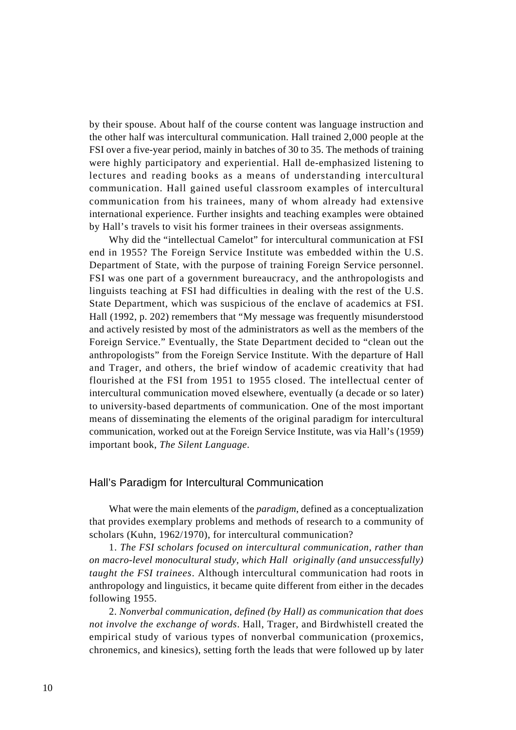by their spouse. About half of the course content was language instruction and the other half was intercultural communication. Hall trained 2,000 people at the FSI over a five-year period, mainly in batches of 30 to 35. The methods of training were highly participatory and experiential. Hall de-emphasized listening to lectures and reading books as a means of understanding intercultural communication. Hall gained useful classroom examples of intercultural communication from his trainees, many of whom already had extensive international experience. Further insights and teaching examples were obtained by Hall's travels to visit his former trainees in their overseas assignments.

Why did the "intellectual Camelot" for intercultural communication at FSI end in 1955? The Foreign Service Institute was embedded within the U.S. Department of State, with the purpose of training Foreign Service personnel. FSI was one part of a government bureaucracy, and the anthropologists and linguists teaching at FSI had difficulties in dealing with the rest of the U.S. State Department, which was suspicious of the enclave of academics at FSI. Hall (1992, p. 202) remembers that "My message was frequently misunderstood and actively resisted by most of the administrators as well as the members of the Foreign Service." Eventually, the State Department decided to "clean out the anthropologists" from the Foreign Service Institute. With the departure of Hall and Trager, and others, the brief window of academic creativity that had flourished at the FSI from 1951 to 1955 closed. The intellectual center of intercultural communication moved elsewhere, eventually (a decade or so later) to university-based departments of communication. One of the most important means of disseminating the elements of the original paradigm for intercultural communication, worked out at the Foreign Service Institute, was via Hall's (1959) important book, *The Silent Language*.

## Hall's Paradigm for Intercultural Communication

What were the main elements of the *paradigm*, defined as a conceptualization that provides exemplary problems and methods of research to a community of scholars (Kuhn, 1962/1970), for intercultural communication?

1. *The FSI scholars focused on intercultural communication, rather than on macro-level monocultural study, which Hall originally (and unsuccessfully) taught the FSI trainees*. Although intercultural communication had roots in anthropology and linguistics, it became quite different from either in the decades following 1955.

2. *Nonverbal communication, defined (by Hall) as communication that does not involve the exchange of words*. Hall, Trager, and Birdwhistell created the empirical study of various types of nonverbal communication (proxemics, chronemics, and kinesics), setting forth the leads that were followed up by later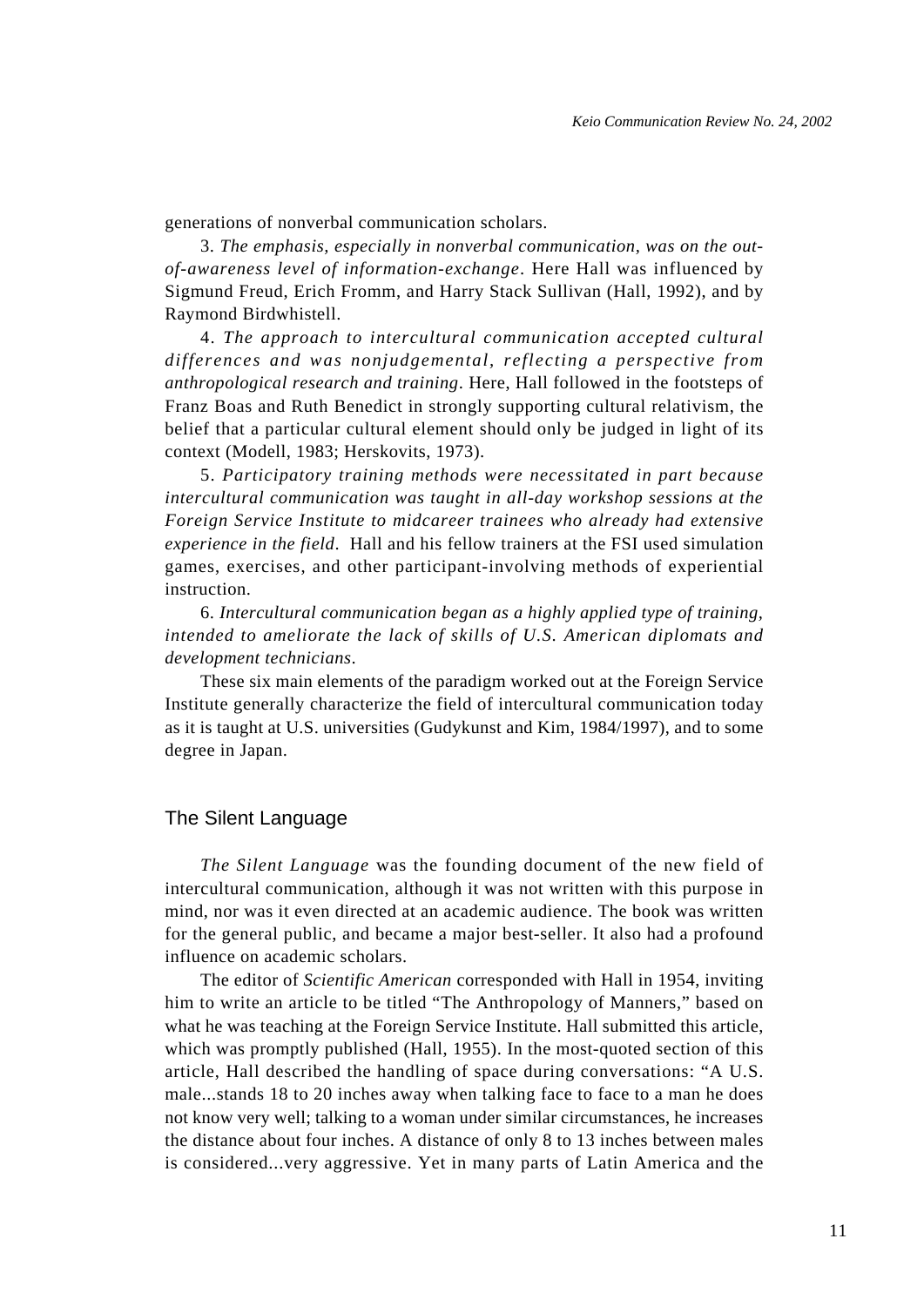generations of nonverbal communication scholars.

3. *The emphasis, especially in nonverbal communication, was on the out-of-awareness level of information-exchange*. Here Hall was influenced by Sigmund Freud, Erich Fromm, and Harry Stack Sullivan (Hall, 1992), and by Raymond Birdwhistell.

4. *The approach to intercultural communication accepted cultural differences and was nonjudgemental, reflecting a perspective from anthropological research and training*. Here, Hall followed in the footsteps of Franz Boas and Ruth Benedict in strongly supporting cultural relativism, the belief that a particular cultural element should only be judged in light of its context (Modell, 1983; Herskovits, 1973).

5. *Participatory training methods were necessitated in part because intercultural communication was taught in all-day workshop sessions at the Foreign Service Institute to midcareer trainees who already had extensive experience in the field*. Hall and his fellow trainers at the FSI used simulation games, exercises, and other participant-involving methods of experiential instruction.

6. *Intercultural communication began as a highly applied type of training, intended to ameliorate the lack of skills of U.S. American diplomats and development technicians*.

These six main elements of the paradigm worked out at the Foreign Service Institute generally characterize the field of intercultural communication today as it is taught at U.S. universities (Gudykunst and Kim, 1984/1997), and to some degree in Japan.

## The Silent Language

*The Silent Language* was the founding document of the new field of intercultural communication, although it was not written with this purpose in mind, nor was it even directed at an academic audience. The book was written for the general public, and became a major best-seller. It also had a profound influence on academic scholars.

The editor of *Scientific American* corresponded with Hall in 1954, inviting him to write an article to be titled "The Anthropology of Manners," based on what he was teaching at the Foreign Service Institute. Hall submitted this article, which was promptly published (Hall, 1955). In the most-quoted section of this article, Hall described the handling of space during conversations: "A U.S. male...stands 18 to 20 inches away when talking face to face to a man he does not know very well; talking to a woman under similar circumstances, he increases the distance about four inches. A distance of only 8 to 13 inches between males is considered...very aggressive. Yet in many parts of Latin America and the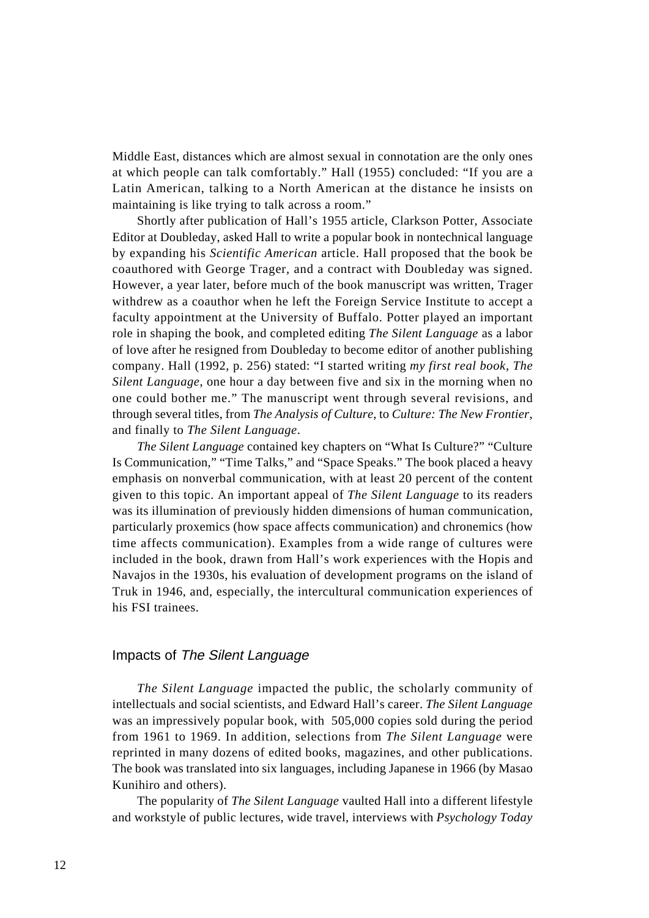Middle East, distances which are almost sexual in connotation are the only ones at which people can talk comfortably." Hall (1955) concluded: "If you are a Latin American, talking to a North American at the distance he insists on maintaining is like trying to talk across a room."

Shortly after publication of Hall's 1955 article, Clarkson Potter, Associate Editor at Doubleday, asked Hall to write a popular book in nontechnical language by expanding his *Scientific American* article. Hall proposed that the book be coauthored with George Trager, and a contract with Doubleday was signed. However, a year later, before much of the book manuscript was written, Trager withdrew as a coauthor when he left the Foreign Service Institute to accept a faculty appointment at the University of Buffalo. Potter played an important role in shaping the book, and completed editing *The Silent Language* as a labor of love after he resigned from Doubleday to become editor of another publishing company. Hall (1992, p. 256) stated: "I started writing *my first real book*, *The Silent Language*, one hour a day between five and six in the morning when no one could bother me." The manuscript went through several revisions, and through several titles, from *The Analysis of Culture*, to *Culture: The New Frontier*, and finally to *The Silent Language*.

*The Silent Language* contained key chapters on "What Is Culture?" "Culture Is Communication," "Time Talks," and "Space Speaks." The book placed a heavy emphasis on nonverbal communication, with at least 20 percent of the content given to this topic. An important appeal of *The Silent Language* to its readers was its illumination of previously hidden dimensions of human communication, particularly proxemics (how space affects communication) and chronemics (how time affects communication). Examples from a wide range of cultures were included in the book, drawn from Hall's work experiences with the Hopis and Navajos in the 1930s, his evaluation of development programs on the island of Truk in 1946, and, especially, the intercultural communication experiences of his FSI trainees.

## Impacts of *The Silent Language*

*The Silent Language* impacted the public, the scholarly community of intellectuals and social scientists, and Edward Hall's career. *The Silent Language* was an impressively popular book, with 505,000 copies sold during the period from 1961 to 1969. In addition, selections from *The Silent Language* were reprinted in many dozens of edited books, magazines, and other publications. The book was translated into six languages, including Japanese in 1966 (by Masao Kunihiro and others).

The popularity of *The Silent Language* vaulted Hall into a different lifestyle and workstyle of public lectures, wide travel, interviews with *Psychology Today*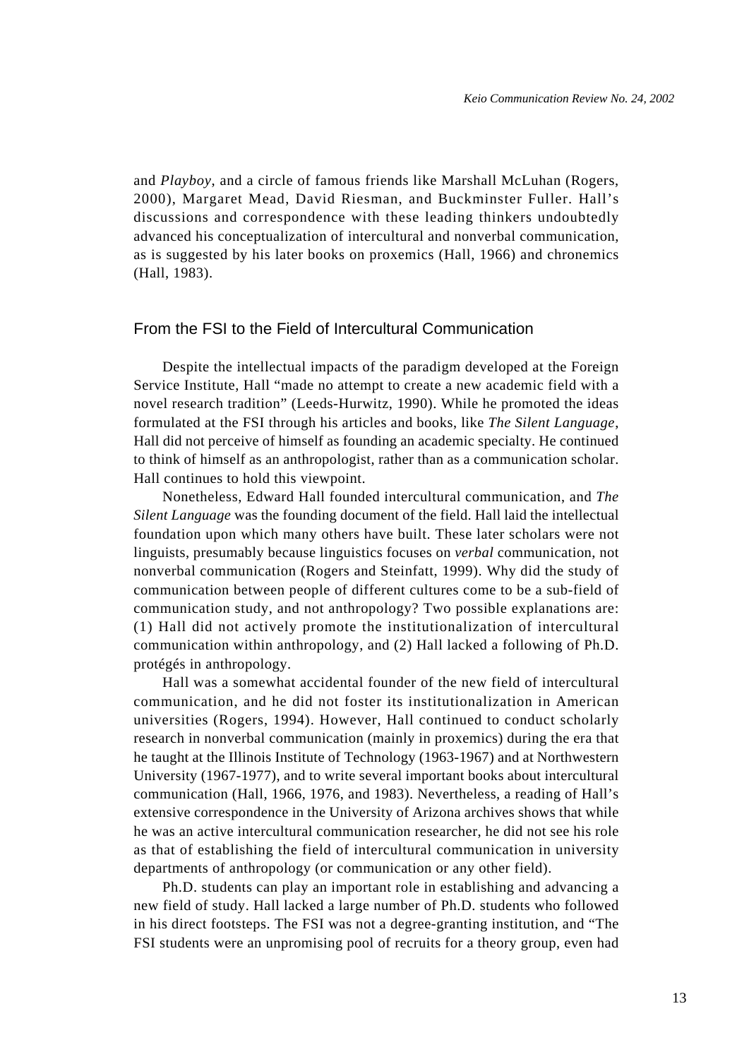and *Playboy*, and a circle of famous friends like Marshall McLuhan (Rogers, 2000), Margaret Mead, David Riesman, and Buckminster Fuller. Hall's discussions and correspondence with these leading thinkers undoubtedly advanced his conceptualization of intercultural and nonverbal communication, as is suggested by his later books on proxemics (Hall, 1966) and chronemics (Hall, 1983).

## From the FSI to the Field of Intercultural Communication

Despite the intellectual impacts of the paradigm developed at the Foreign Service Institute, Hall "made no attempt to create a new academic field with a novel research tradition" (Leeds-Hurwitz, 1990). While he promoted the ideas formulated at the FSI through his articles and books, like *The Silent Language*, Hall did not perceive of himself as founding an academic specialty. He continued to think of himself as an anthropologist, rather than as a communication scholar. Hall continues to hold this viewpoint.

Nonetheless, Edward Hall founded intercultural communication, and *The Silent Language* was the founding document of the field. Hall laid the intellectual foundation upon which many others have built. These later scholars were not linguists, presumably because linguistics focuses on *verbal* communication, not nonverbal communication (Rogers and Steinfatt, 1999). Why did the study of communication between people of different cultures come to be a sub-field of communication study, and not anthropology? Two possible explanations are: (1) Hall did not actively promote the institutionalization of intercultural communication within anthropology, and (2) Hall lacked a following of Ph.D. protégés in anthropology.

Hall was a somewhat accidental founder of the new field of intercultural communication, and he did not foster its institutionalization in American universities (Rogers, 1994). However, Hall continued to conduct scholarly research in nonverbal communication (mainly in proxemics) during the era that he taught at the Illinois Institute of Technology (1963-1967) and at Northwestern University (1967-1977), and to write several important books about intercultural communication (Hall, 1966, 1976, and 1983). Nevertheless, a reading of Hall's extensive correspondence in the University of Arizona archives shows that while he was an active intercultural communication researcher, he did not see his role as that of establishing the field of intercultural communication in university departments of anthropology (or communication or any other field).

Ph.D. students can play an important role in establishing and advancing a new field of study. Hall lacked a large number of Ph.D. students who followed in his direct footsteps. The FSI was not a degree-granting institution, and "The FSI students were an unpromising pool of recruits for a theory group, even had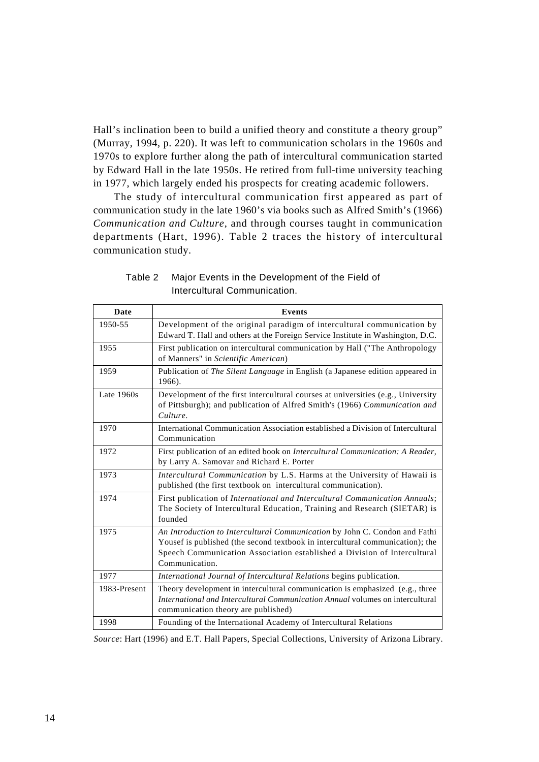Hall's inclination been to build a unified theory and constitute a theory group" (Murray, 1994, p. 220). It was left to communication scholars in the 1960s and 1970s to explore further along the path of intercultural communication started by Edward Hall in the late 1950s. He retired from full-time university teaching in 1977, which largely ended his prospects for creating academic followers.

The study of intercultural communication first appeared as part of communication study in the late 1960's via books such as Alfred Smith's (1966) *Communication and Culture*, and through courses taught in communication departments (Hart, 1996). Table 2 traces the history of intercultural communication study.

Table 2 Major Events in the Development of the Field of Intercultural Communication.

| Date | Events |
|---|---|
| 1950-55 | Development of the original paradigm of intercultural communication by Edward T. Hall and others at the Foreign Service Institute in Washington, D.C. |
| 1955 | First publication on intercultural communication by Hall ("The Anthropology of Manners" in *Scientific American*) |
| 1959 | Publication of *The Silent Language* in English (a Japanese edition appeared in 1966). |
| Late 1960s | Development of the first intercultural courses at universities (e.g., University of Pittsburgh); and publication of Alfred Smith's (1966) *Communication and Culture*. |
| 1970 | International Communication Association established a Division of Intercultural Communication |
| 1972 | First publication of an edited book on *Intercultural Communication: A Reader*, by Larry A. Samovar and Richard E. Porter |
| 1973 | *Intercultural Communication* by L.S. Harms at the University of Hawaii is published (the first textbook on intercultural communication). |
| 1974 | First publication of *International and Intercultural Communication Annuals*; The Society of Intercultural Education, Training and Research (SIETAR) is founded |
| 1975 | *An Introduction to Intercultural Communication* by John C. Condon and Fathi Yousef is published (the second textbook in intercultural communication); the Speech Communication Association established a Division of Intercultural Communication. |
| 1977 | *International Journal of Intercultural Relations* begins publication. |
| 1983-Present | Theory development in intercultural communication is emphasized (e.g., three *International and Intercultural Communication Annual* volumes on intercultural communication theory are published) |
| 1998 | Founding of the International Academy of Intercultural Relations |

*Source*: Hart (1996) and E.T. Hall Papers, Special Collections, University of Arizona Library.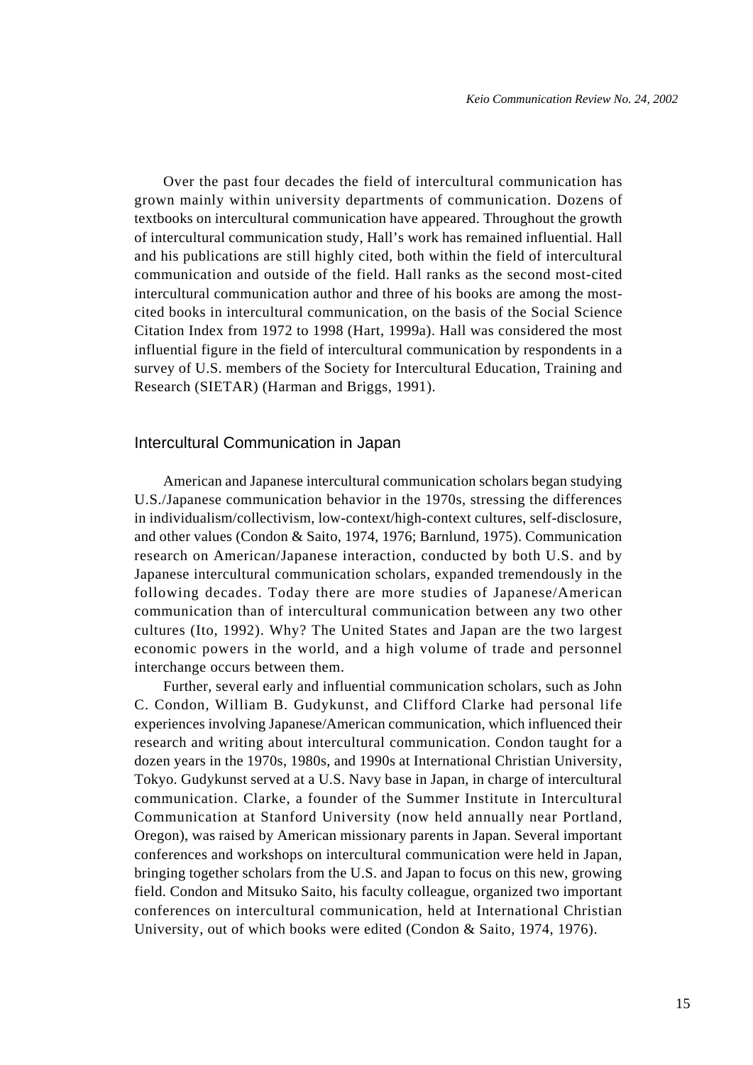Over the past four decades the field of intercultural communication has grown mainly within university departments of communication. Dozens of textbooks on intercultural communication have appeared. Throughout the growth of intercultural communication study, Hall's work has remained influential. Hall and his publications are still highly cited, both within the field of intercultural communication and outside of the field. Hall ranks as the second most-cited intercultural communication author and three of his books are among the most-cited books in intercultural communication, on the basis of the Social Science Citation Index from 1972 to 1998 (Hart, 1999a). Hall was considered the most influential figure in the field of intercultural communication by respondents in a survey of U.S. members of the Society for Intercultural Education, Training and Research (SIETAR) (Harman and Briggs, 1991).

## Intercultural Communication in Japan

American and Japanese intercultural communication scholars began studying U.S./Japanese communication behavior in the 1970s, stressing the differences in individualism/collectivism, low-context/high-context cultures, self-disclosure, and other values (Condon & Saito, 1974, 1976; Barnlund, 1975). Communication research on American/Japanese interaction, conducted by both U.S. and by Japanese intercultural communication scholars, expanded tremendously in the following decades. Today there are more studies of Japanese/American communication than of intercultural communication between any two other cultures (Ito, 1992). Why? The United States and Japan are the two largest economic powers in the world, and a high volume of trade and personnel interchange occurs between them.

Further, several early and influential communication scholars, such as John C. Condon, William B. Gudykunst, and Clifford Clarke had personal life experiences involving Japanese/American communication, which influenced their research and writing about intercultural communication. Condon taught for a dozen years in the 1970s, 1980s, and 1990s at International Christian University, Tokyo. Gudykunst served at a U.S. Navy base in Japan, in charge of intercultural communication. Clarke, a founder of the Summer Institute in Intercultural Communication at Stanford University (now held annually near Portland, Oregon), was raised by American missionary parents in Japan. Several important conferences and workshops on intercultural communication were held in Japan, bringing together scholars from the U.S. and Japan to focus on this new, growing field. Condon and Mitsuko Saito, his faculty colleague, organized two important conferences on intercultural communication, held at International Christian University, out of which books were edited (Condon & Saito, 1974, 1976).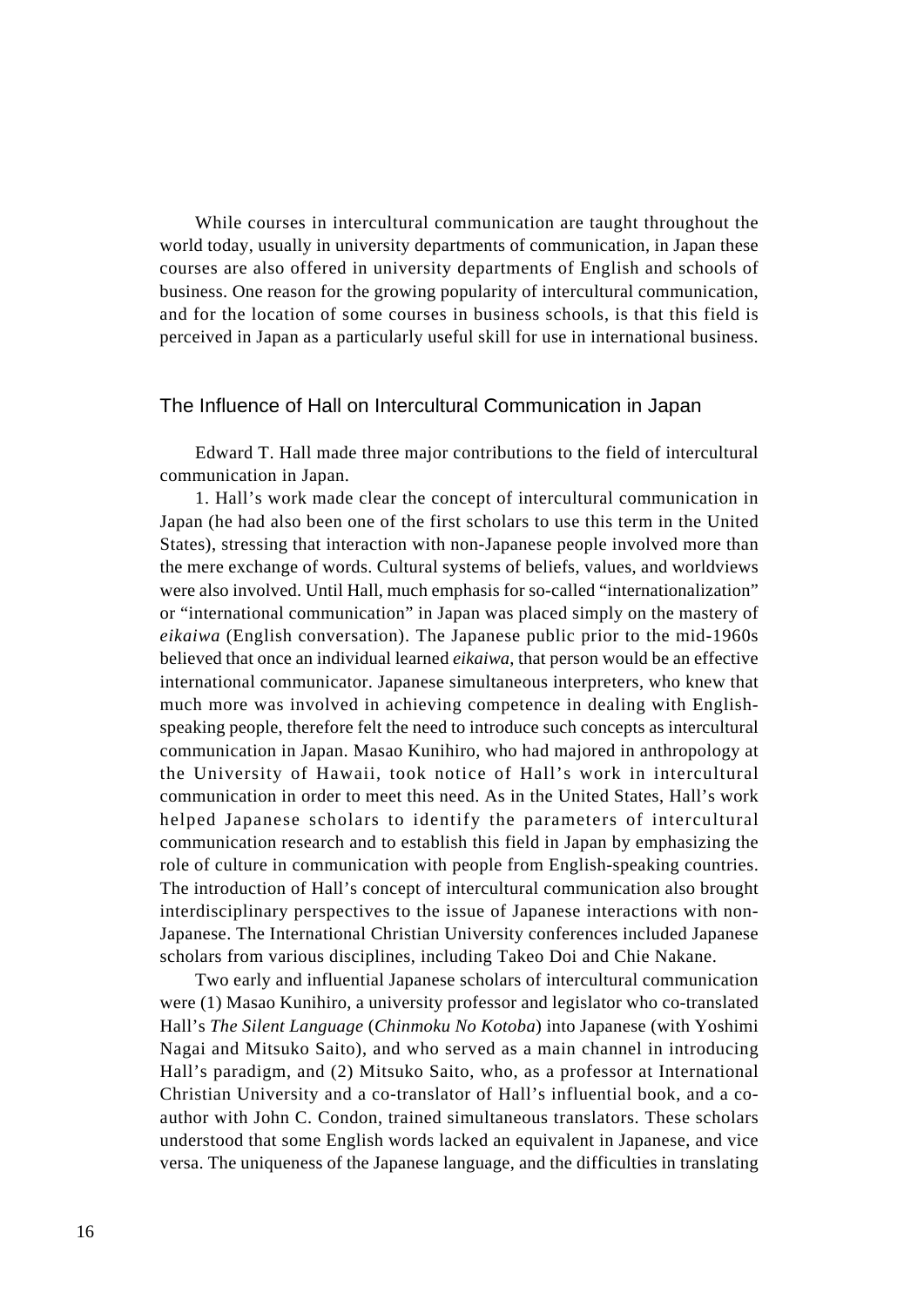While courses in intercultural communication are taught throughout the world today, usually in university departments of communication, in Japan these courses are also offered in university departments of English and schools of business. One reason for the growing popularity of intercultural communication, and for the location of some courses in business schools, is that this field is perceived in Japan as a particularly useful skill for use in international business.

## The Influence of Hall on Intercultural Communication in Japan

Edward T. Hall made three major contributions to the field of intercultural communication in Japan.

1. Hall's work made clear the concept of intercultural communication in Japan (he had also been one of the first scholars to use this term in the United States), stressing that interaction with non-Japanese people involved more than the mere exchange of words. Cultural systems of beliefs, values, and worldviews were also involved. Until Hall, much emphasis for so-called "internationalization" or "international communication" in Japan was placed simply on the mastery of *eikaiwa* (English conversation). The Japanese public prior to the mid-1960s believed that once an individual learned *eikaiwa*, that person would be an effective international communicator. Japanese simultaneous interpreters, who knew that much more was involved in achieving competence in dealing with English-speaking people, therefore felt the need to introduce such concepts as intercultural communication in Japan. Masao Kunihiro, who had majored in anthropology at the University of Hawaii, took notice of Hall's work in intercultural communication in order to meet this need. As in the United States, Hall's work helped Japanese scholars to identify the parameters of intercultural communication research and to establish this field in Japan by emphasizing the role of culture in communication with people from English-speaking countries. The introduction of Hall's concept of intercultural communication also brought interdisciplinary perspectives to the issue of Japanese interactions with non-Japanese. The International Christian University conferences included Japanese scholars from various disciplines, including Takeo Doi and Chie Nakane.

Two early and influential Japanese scholars of intercultural communication were (1) Masao Kunihiro, a university professor and legislator who co-translated Hall's *The Silent Language* (*Chinmoku No Kotoba*) into Japanese (with Yoshimi Nagai and Mitsuko Saito), and who served as a main channel in introducing Hall's paradigm, and (2) Mitsuko Saito, who, as a professor at International Christian University and a co-translator of Hall's influential book, and a co-author with John C. Condon, trained simultaneous translators. These scholars understood that some English words lacked an equivalent in Japanese, and vice versa. The uniqueness of the Japanese language, and the difficulties in translating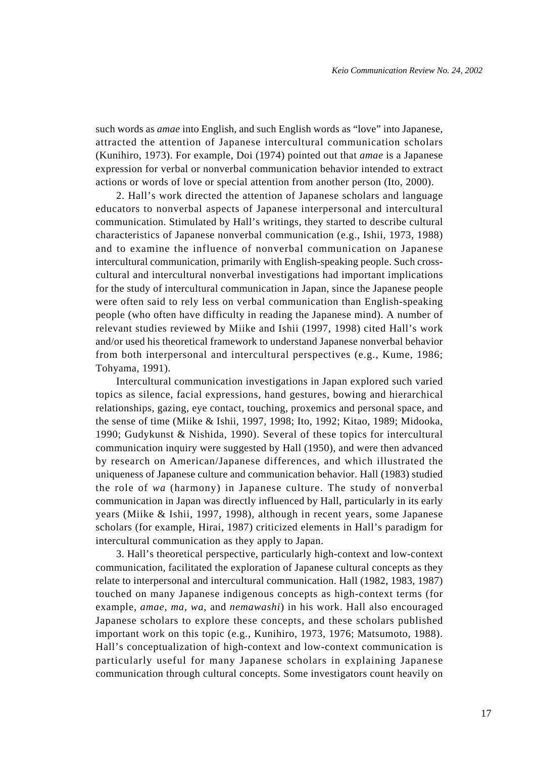such words as *amae* into English, and such English words as "love" into Japanese, attracted the attention of Japanese intercultural communication scholars (Kunihiro, 1973). For example, Doi (1974) pointed out that *amae* is a Japanese expression for verbal or nonverbal communication behavior intended to extract actions or words of love or special attention from another person (Ito, 2000).

2. Hall's work directed the attention of Japanese scholars and language educators to nonverbal aspects of Japanese interpersonal and intercultural communication. Stimulated by Hall's writings, they started to describe cultural characteristics of Japanese nonverbal communication (e.g., Ishii, 1973, 1988) and to examine the influence of nonverbal communication on Japanese intercultural communication, primarily with English-speaking people. Such cross-cultural and intercultural nonverbal investigations had important implications for the study of intercultural communication in Japan, since the Japanese people were often said to rely less on verbal communication than English-speaking people (who often have difficulty in reading the Japanese mind). A number of relevant studies reviewed by Miike and Ishii (1997, 1998) cited Hall's work and/or used his theoretical framework to understand Japanese nonverbal behavior from both interpersonal and intercultural perspectives (e.g., Kume, 1986; Tohyama, 1991).

Intercultural communication investigations in Japan explored such varied topics as silence, facial expressions, hand gestures, bowing and hierarchical relationships, gazing, eye contact, touching, proxemics and personal space, and the sense of time (Miike & Ishii, 1997, 1998; Ito, 1992; Kitao, 1989; Midooka, 1990; Gudykunst & Nishida, 1990). Several of these topics for intercultural communication inquiry were suggested by Hall (1950), and were then advanced by research on American/Japanese differences, and which illustrated the uniqueness of Japanese culture and communication behavior. Hall (1983) studied the role of *wa* (harmony) in Japanese culture. The study of nonverbal communication in Japan was directly influenced by Hall, particularly in its early years (Miike & Ishii, 1997, 1998), although in recent years, some Japanese scholars (for example, Hirai, 1987) criticized elements in Hall's paradigm for intercultural communication as they apply to Japan.

3. Hall's theoretical perspective, particularly high-context and low-context communication, facilitated the exploration of Japanese cultural concepts as they relate to interpersonal and intercultural communication. Hall (1982, 1983, 1987) touched on many Japanese indigenous concepts as high-context terms (for example, *amae*, *ma*, *wa*, and *nemawashi*) in his work. Hall also encouraged Japanese scholars to explore these concepts, and these scholars published important work on this topic (e.g., Kunihiro, 1973, 1976; Matsumoto, 1988). Hall's conceptualization of high-context and low-context communication is particularly useful for many Japanese scholars in explaining Japanese communication through cultural concepts. Some investigators count heavily on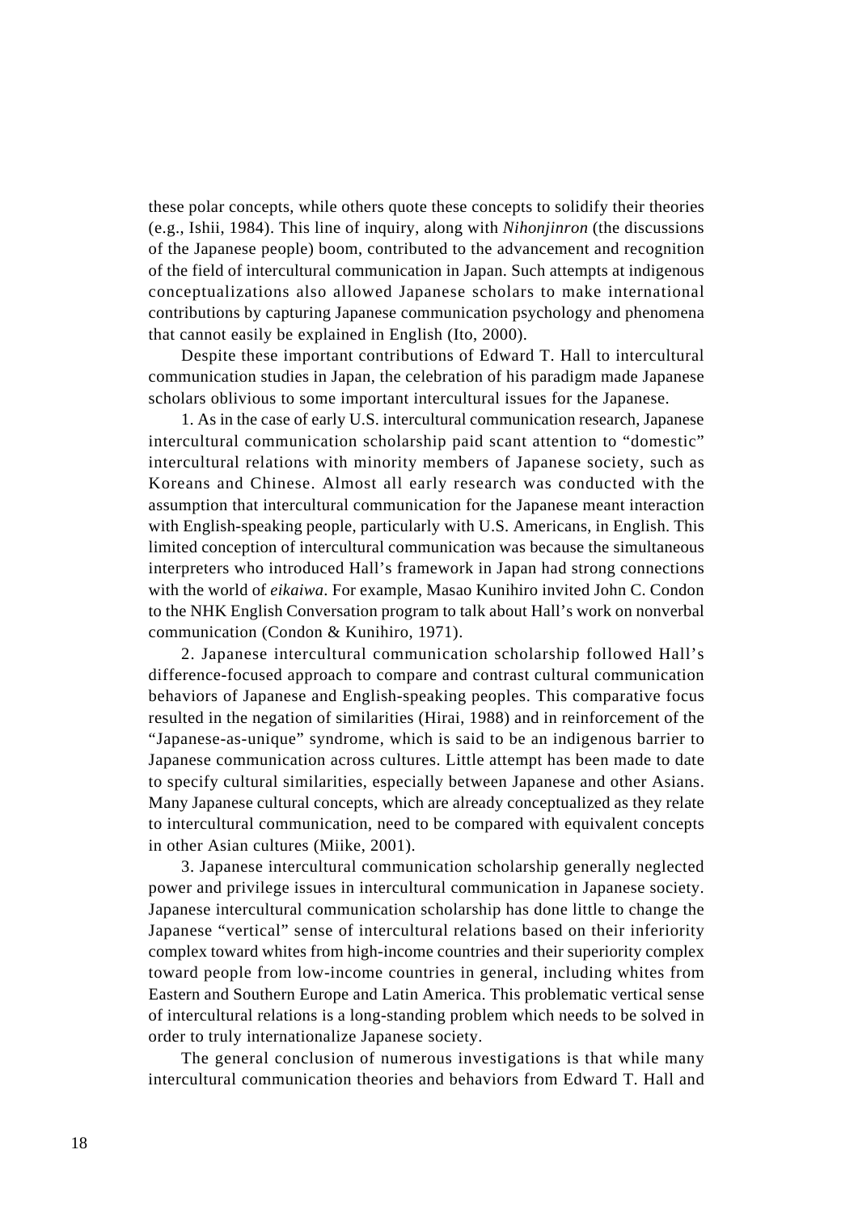these polar concepts, while others quote these concepts to solidify their theories (e.g., Ishii, 1984). This line of inquiry, along with *Nihonjinron* (the discussions of the Japanese people) boom, contributed to the advancement and recognition of the field of intercultural communication in Japan. Such attempts at indigenous conceptualizations also allowed Japanese scholars to make international contributions by capturing Japanese communication psychology and phenomena that cannot easily be explained in English (Ito, 2000).

Despite these important contributions of Edward T. Hall to intercultural communication studies in Japan, the celebration of his paradigm made Japanese scholars oblivious to some important intercultural issues for the Japanese.

1. As in the case of early U.S. intercultural communication research, Japanese intercultural communication scholarship paid scant attention to "domestic" intercultural relations with minority members of Japanese society, such as Koreans and Chinese. Almost all early research was conducted with the assumption that intercultural communication for the Japanese meant interaction with English-speaking people, particularly with U.S. Americans, in English. This limited conception of intercultural communication was because the simultaneous interpreters who introduced Hall's framework in Japan had strong connections with the world of *eikaiwa*. For example, Masao Kunihiro invited John C. Condon to the NHK English Conversation program to talk about Hall's work on nonverbal communication (Condon & Kunihiro, 1971).

2. Japanese intercultural communication scholarship followed Hall's difference-focused approach to compare and contrast cultural communication behaviors of Japanese and English-speaking peoples. This comparative focus resulted in the negation of similarities (Hirai, 1988) and in reinforcement of the "Japanese-as-unique" syndrome, which is said to be an indigenous barrier to Japanese communication across cultures. Little attempt has been made to date to specify cultural similarities, especially between Japanese and other Asians. Many Japanese cultural concepts, which are already conceptualized as they relate to intercultural communication, need to be compared with equivalent concepts in other Asian cultures (Miike, 2001).

3. Japanese intercultural communication scholarship generally neglected power and privilege issues in intercultural communication in Japanese society. Japanese intercultural communication scholarship has done little to change the Japanese "vertical" sense of intercultural relations based on their inferiority complex toward whites from high-income countries and their superiority complex toward people from low-income countries in general, including whites from Eastern and Southern Europe and Latin America. This problematic vertical sense of intercultural relations is a long-standing problem which needs to be solved in order to truly internationalize Japanese society.

The general conclusion of numerous investigations is that while many intercultural communication theories and behaviors from Edward T. Hall and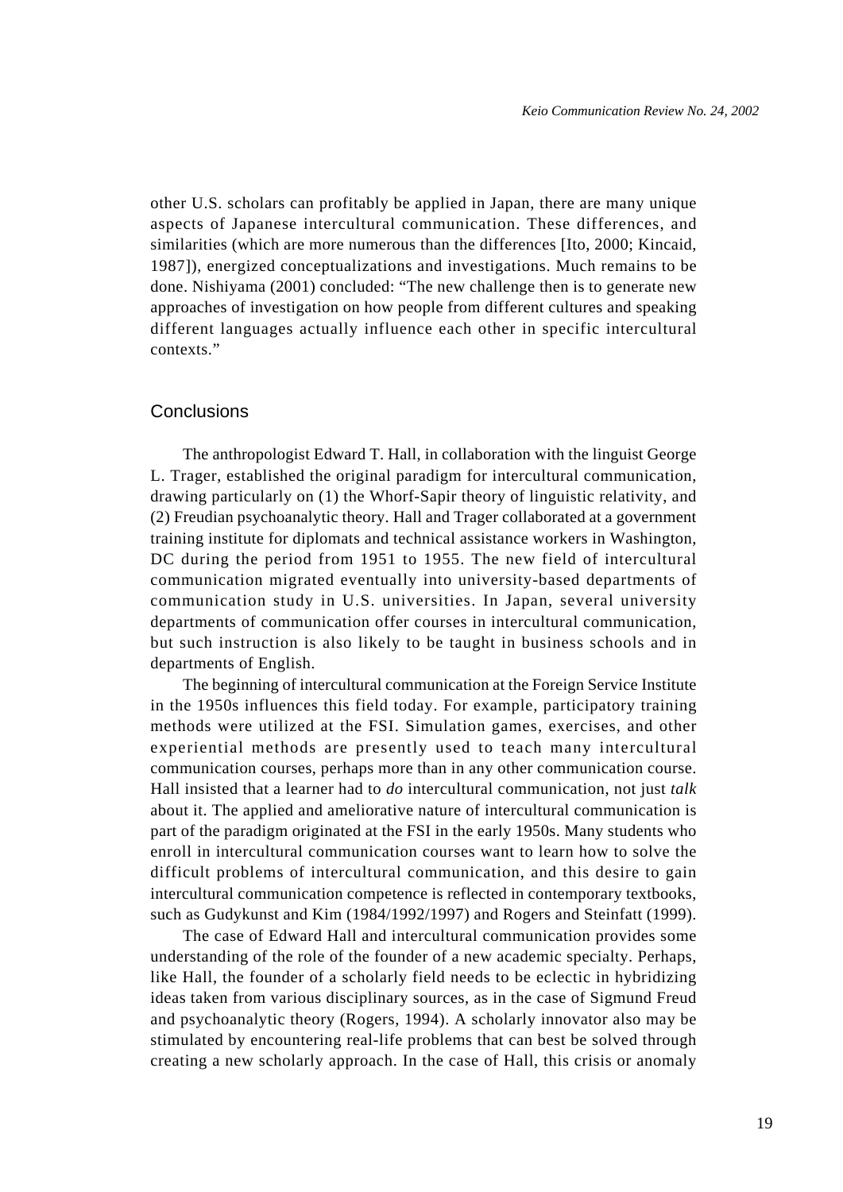other U.S. scholars can profitably be applied in Japan, there are many unique aspects of Japanese intercultural communication. These differences, and similarities (which are more numerous than the differences [Ito, 2000; Kincaid, 1987]), energized conceptualizations and investigations. Much remains to be done. Nishiyama (2001) concluded: "The new challenge then is to generate new approaches of investigation on how people from different cultures and speaking different languages actually influence each other in specific intercultural contexts."

## Conclusions

The anthropologist Edward T. Hall, in collaboration with the linguist George L. Trager, established the original paradigm for intercultural communication, drawing particularly on (1) the Whorf-Sapir theory of linguistic relativity, and (2) Freudian psychoanalytic theory. Hall and Trager collaborated at a government training institute for diplomats and technical assistance workers in Washington, DC during the period from 1951 to 1955. The new field of intercultural communication migrated eventually into university-based departments of communication study in U.S. universities. In Japan, several university departments of communication offer courses in intercultural communication, but such instruction is also likely to be taught in business schools and in departments of English.

The beginning of intercultural communication at the Foreign Service Institute in the 1950s influences this field today. For example, participatory training methods were utilized at the FSI. Simulation games, exercises, and other experiential methods are presently used to teach many intercultural communication courses, perhaps more than in any other communication course. Hall insisted that a learner had to *do* intercultural communication, not just *talk* about it. The applied and ameliorative nature of intercultural communication is part of the paradigm originated at the FSI in the early 1950s. Many students who enroll in intercultural communication courses want to learn how to solve the difficult problems of intercultural communication, and this desire to gain intercultural communication competence is reflected in contemporary textbooks, such as Gudykunst and Kim (1984/1992/1997) and Rogers and Steinfatt (1999).

The case of Edward Hall and intercultural communication provides some understanding of the role of the founder of a new academic specialty. Perhaps, like Hall, the founder of a scholarly field needs to be eclectic in hybridizing ideas taken from various disciplinary sources, as in the case of Sigmund Freud and psychoanalytic theory (Rogers, 1994). A scholarly innovator also may be stimulated by encountering real-life problems that can best be solved through creating a new scholarly approach. In the case of Hall, this crisis or anomaly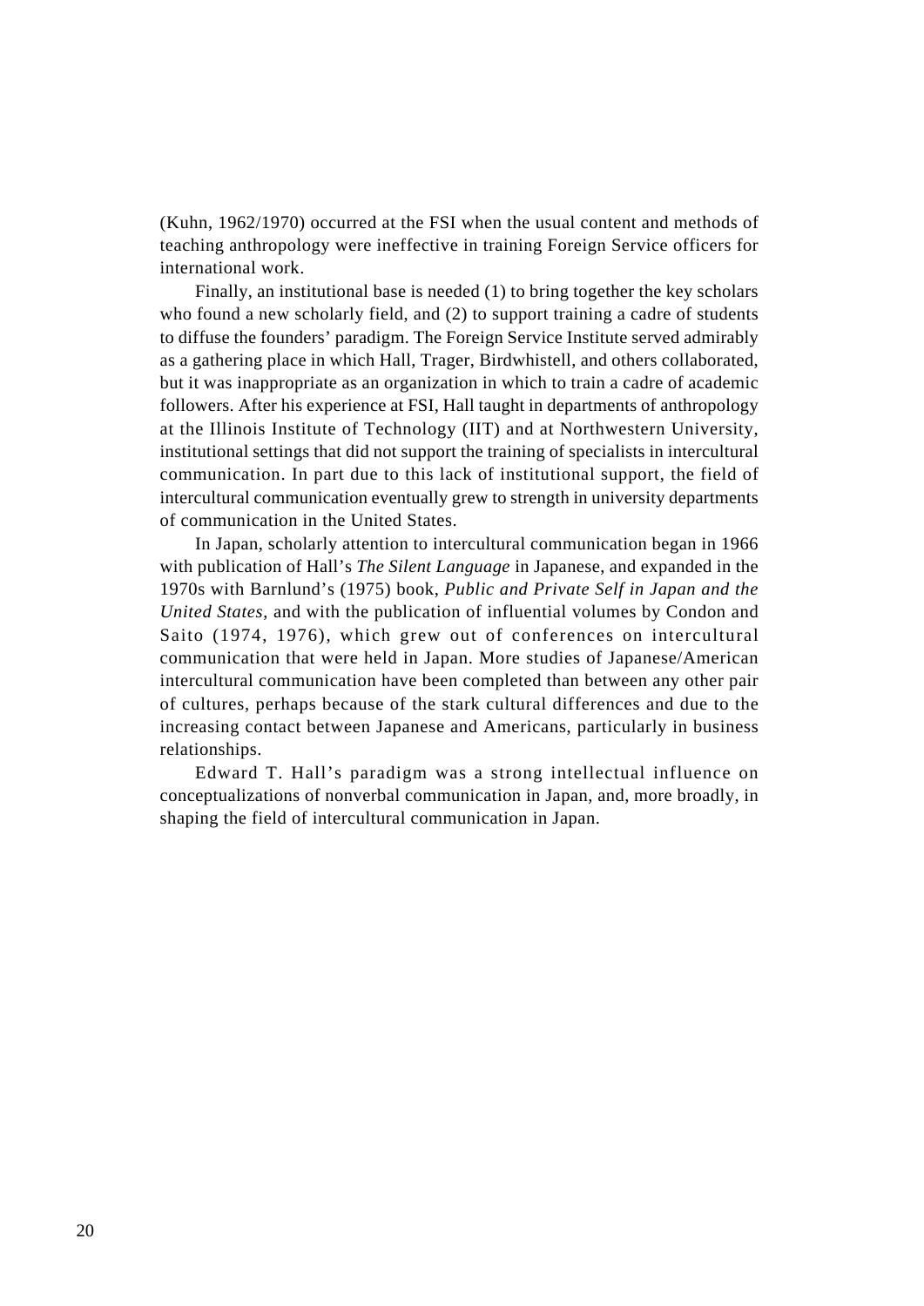(Kuhn, 1962/1970) occurred at the FSI when the usual content and methods of teaching anthropology were ineffective in training Foreign Service officers for international work.

Finally, an institutional base is needed (1) to bring together the key scholars who found a new scholarly field, and (2) to support training a cadre of students to diffuse the founders' paradigm. The Foreign Service Institute served admirably as a gathering place in which Hall, Trager, Birdwhistell, and others collaborated, but it was inappropriate as an organization in which to train a cadre of academic followers. After his experience at FSI, Hall taught in departments of anthropology at the Illinois Institute of Technology (IIT) and at Northwestern University, institutional settings that did not support the training of specialists in intercultural communication. In part due to this lack of institutional support, the field of intercultural communication eventually grew to strength in university departments of communication in the United States.

In Japan, scholarly attention to intercultural communication began in 1966 with publication of Hall's *The Silent Language* in Japanese, and expanded in the 1970s with Barnlund's (1975) book, *Public and Private Self in Japan and the United States*, and with the publication of influential volumes by Condon and Saito (1974, 1976), which grew out of conferences on intercultural communication that were held in Japan. More studies of Japanese/American intercultural communication have been completed than between any other pair of cultures, perhaps because of the stark cultural differences and due to the increasing contact between Japanese and Americans, particularly in business relationships.

Edward T. Hall's paradigm was a strong intellectual influence on conceptualizations of nonverbal communication in Japan, and, more broadly, in shaping the field of intercultural communication in Japan.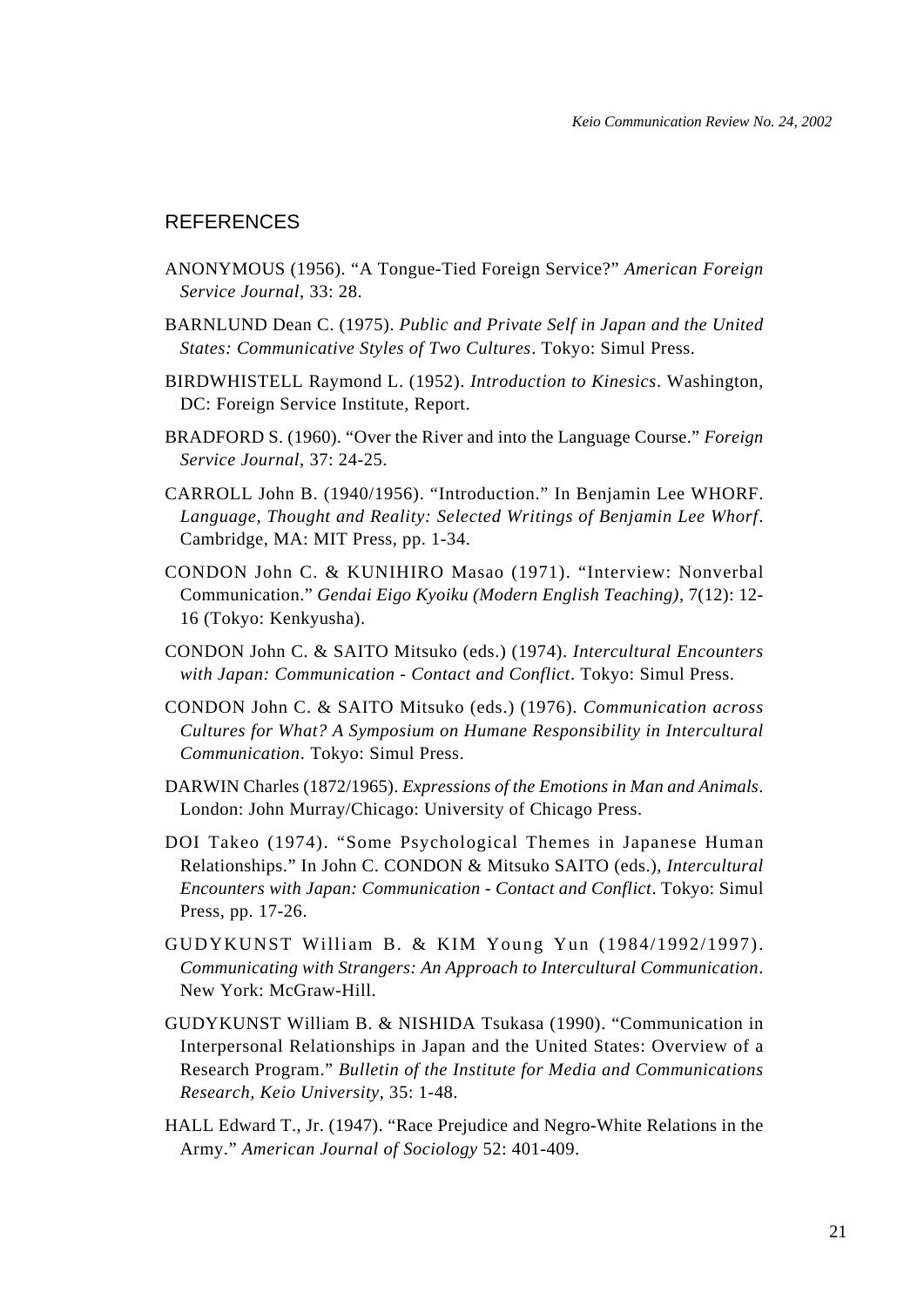## REFERENCES

ANONYMOUS (1956). "A Tongue-Tied Foreign Service?" *American Foreign Service Journal*, 33: 28.

BARNLUND Dean C. (1975). *Public and Private Self in Japan and the United States: Communicative Styles of Two Cultures*. Tokyo: Simul Press.

BIRDWHISTELL Raymond L. (1952). *Introduction to Kinesics*. Washington, DC: Foreign Service Institute, Report.

BRADFORD S. (1960). "Over the River and into the Language Course." *Foreign Service Journal*, 37: 24-25.

CARROLL John B. (1940/1956). "Introduction." In Benjamin Lee WHORF. *Language, Thought and Reality: Selected Writings of Benjamin Lee Whorf*. Cambridge, MA: MIT Press, pp. 1-34.

CONDON John C. & KUNIHIRO Masao (1971). "Interview: Nonverbal Communication." *Gendai Eigo Kyoiku (Modern English Teaching)*, 7(12): 12-16 (Tokyo: Kenkyusha).

CONDON John C. & SAITO Mitsuko (eds.) (1974). *Intercultural Encounters with Japan: Communication - Contact and Conflict*. Tokyo: Simul Press.

CONDON John C. & SAITO Mitsuko (eds.) (1976). *Communication across Cultures for What? A Symposium on Humane Responsibility in Intercultural Communication*. Tokyo: Simul Press.

DARWIN Charles (1872/1965). *Expressions of the Emotions in Man and Animals*. London: John Murray/Chicago: University of Chicago Press.

DOI Takeo (1974). "Some Psychological Themes in Japanese Human Relationships." In John C. CONDON & Mitsuko SAITO (eds.), *Intercultural Encounters with Japan: Communication - Contact and Conflict*. Tokyo: Simul Press, pp. 17-26.

GUDYKUNST William B. & KIM Young Yun (1984/1992/1997). *Communicating with Strangers: An Approach to Intercultural Communication*. New York: McGraw-Hill.

GUDYKUNST William B. & NISHIDA Tsukasa (1990). "Communication in Interpersonal Relationships in Japan and the United States: Overview of a Research Program." *Bulletin of the Institute for Media and Communications Research, Keio University*, 35: 1-48.

HALL Edward T., Jr. (1947). "Race Prejudice and Negro-White Relations in the Army." *American Journal of Sociology* 52: 401-409.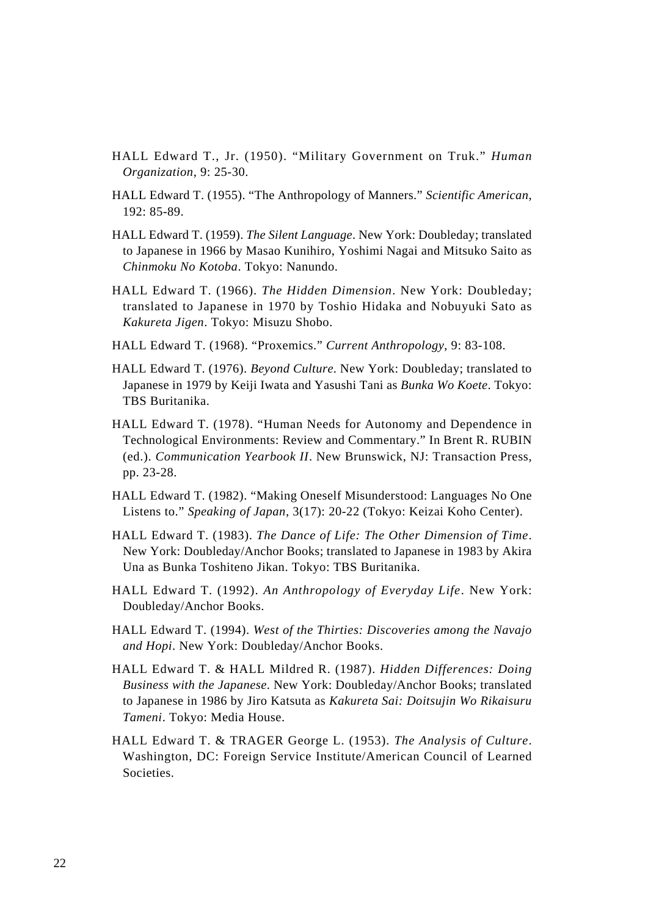HALL Edward T., Jr. (1950). "Military Government on Truk." *Human Organization*, 9: 25-30.

HALL Edward T. (1955). "The Anthropology of Manners." *Scientific American*, 192: 85-89.

HALL Edward T. (1959). *The Silent Language*. New York: Doubleday; translated to Japanese in 1966 by Masao Kunihiro, Yoshimi Nagai and Mitsuko Saito as *Chinmoku No Kotoba*. Tokyo: Nanundo.

HALL Edward T. (1966). *The Hidden Dimension*. New York: Doubleday; translated to Japanese in 1970 by Toshio Hidaka and Nobuyuki Sato as *Kakureta Jigen*. Tokyo: Misuzu Shobo.

HALL Edward T. (1968). "Proxemics." *Current Anthropology*, 9: 83-108.

HALL Edward T. (1976). *Beyond Culture*. New York: Doubleday; translated to Japanese in 1979 by Keiji Iwata and Yasushi Tani as *Bunka Wo Koete*. Tokyo: TBS Buritanika.

HALL Edward T. (1978). "Human Needs for Autonomy and Dependence in Technological Environments: Review and Commentary." In Brent R. RUBIN (ed.). *Communication Yearbook II*. New Brunswick, NJ: Transaction Press, pp. 23-28.

HALL Edward T. (1982). "Making Oneself Misunderstood: Languages No One Listens to." *Speaking of Japan*, 3(17): 20-22 (Tokyo: Keizai Koho Center).

HALL Edward T. (1983). *The Dance of Life: The Other Dimension of Time*. New York: Doubleday/Anchor Books; translated to Japanese in 1983 by Akira Una as Bunka Toshiteno Jikan. Tokyo: TBS Buritanika.

HALL Edward T. (1992). *An Anthropology of Everyday Life*. New York: Doubleday/Anchor Books.

HALL Edward T. (1994). *West of the Thirties: Discoveries among the Navajo and Hopi*. New York: Doubleday/Anchor Books.

HALL Edward T. & HALL Mildred R. (1987). *Hidden Differences: Doing Business with the Japanese*. New York: Doubleday/Anchor Books; translated to Japanese in 1986 by Jiro Katsuta as *Kakureta Sai: Doitsujin Wo Rikaisuru Tameni*. Tokyo: Media House.

HALL Edward T. & TRAGER George L. (1953). *The Analysis of Culture*. Washington, DC: Foreign Service Institute/American Council of Learned Societies.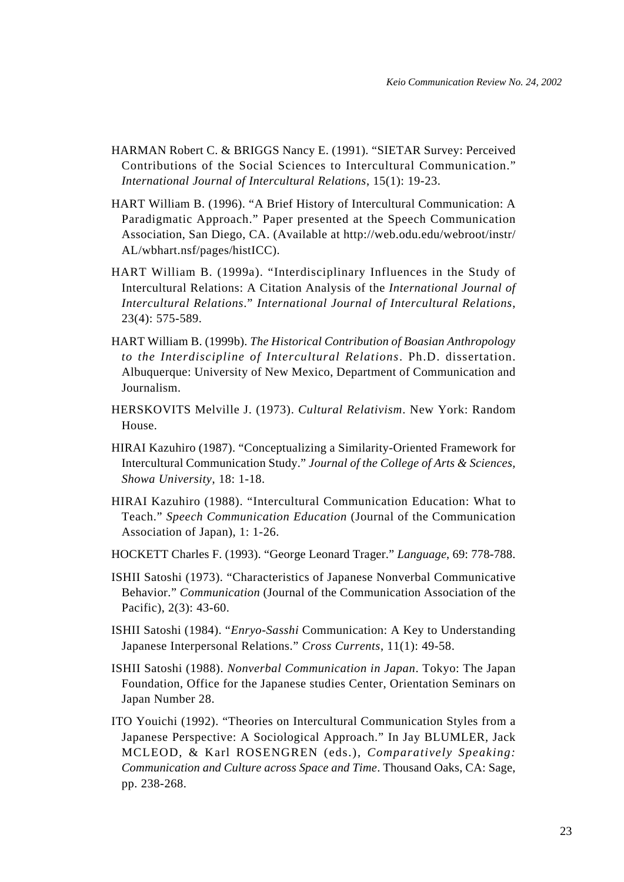HARMAN Robert C. & BRIGGS Nancy E. (1991). "SIETAR Survey: Perceived Contributions of the Social Sciences to Intercultural Communication." *International Journal of Intercultural Relations*, 15(1): 19-23.

HART William B. (1996). "A Brief History of Intercultural Communication: A Paradigmatic Approach." Paper presented at the Speech Communication Association, San Diego, CA. (Available at http://web.odu.edu/webroot/instr/AL/wbhart.nsf/pages/histICC).

HART William B. (1999a). "Interdisciplinary Influences in the Study of Intercultural Relations: A Citation Analysis of the *International Journal of Intercultural Relations*." *International Journal of Intercultural Relations*, 23(4): 575-589.

HART William B. (1999b). *The Historical Contribution of Boasian Anthropology to the Interdiscipline of Intercultural Relations*. Ph.D. dissertation. Albuquerque: University of New Mexico, Department of Communication and Journalism.

HERSKOVITS Melville J. (1973). *Cultural Relativism*. New York: Random House.

HIRAI Kazuhiro (1987). "Conceptualizing a Similarity-Oriented Framework for Intercultural Communication Study." *Journal of the College of Arts & Sciences, Showa University*, 18: 1-18.

HIRAI Kazuhiro (1988). "Intercultural Communication Education: What to Teach." *Speech Communication Education* (Journal of the Communication Association of Japan), 1: 1-26.

HOCKETT Charles F. (1993). "George Leonard Trager." *Language*, 69: 778-788.

ISHII Satoshi (1973). "Characteristics of Japanese Nonverbal Communicative Behavior." *Communication* (Journal of the Communication Association of the Pacific), 2(3): 43-60.

ISHII Satoshi (1984). "*Enryo-Sasshi* Communication: A Key to Understanding Japanese Interpersonal Relations." *Cross Currents*, 11(1): 49-58.

ISHII Satoshi (1988). *Nonverbal Communication in Japan*. Tokyo: The Japan Foundation, Office for the Japanese studies Center, Orientation Seminars on Japan Number 28.

ITO Youichi (1992). "Theories on Intercultural Communication Styles from a Japanese Perspective: A Sociological Approach." In Jay BLUMLER, Jack MCLEOD, & Karl ROSENGREN (eds.), *Comparatively Speaking: Communication and Culture across Space and Time*. Thousand Oaks, CA: Sage, pp. 238-268.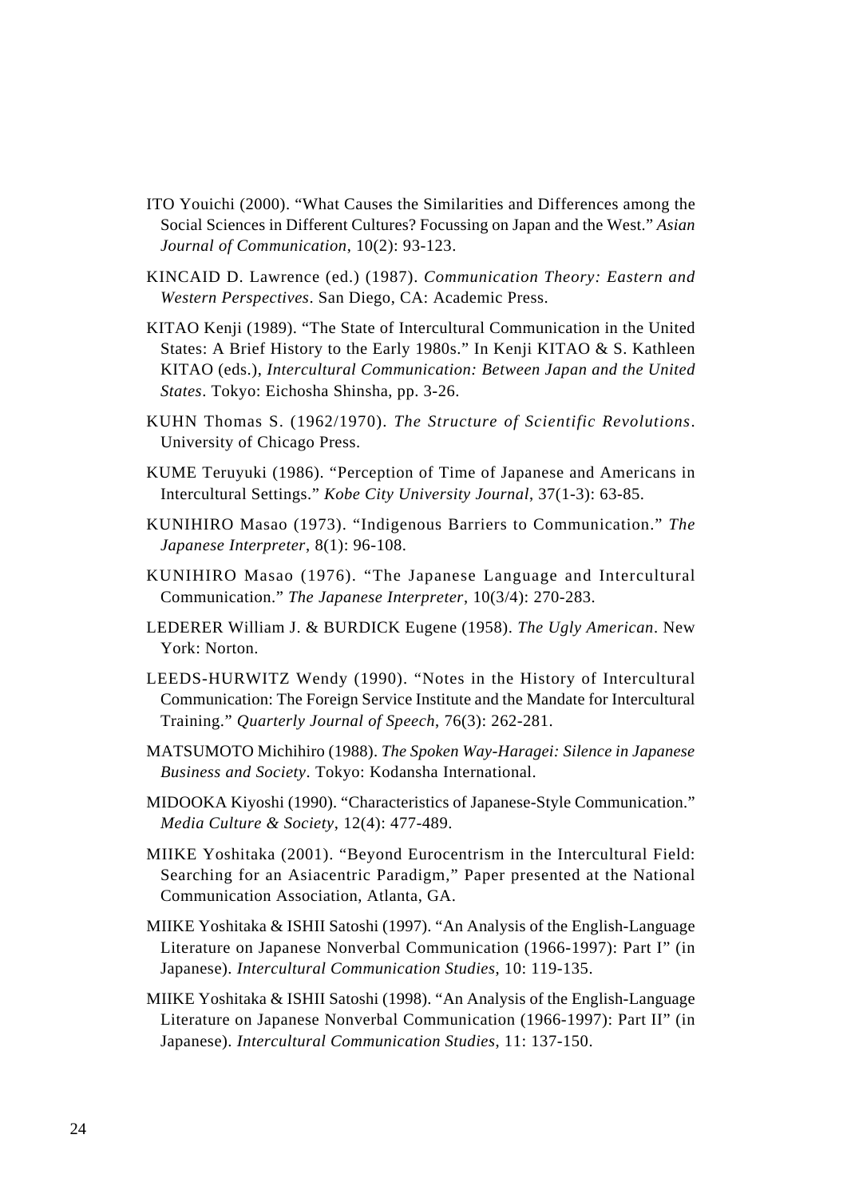ITO Youichi (2000). "What Causes the Similarities and Differences among the Social Sciences in Different Cultures? Focussing on Japan and the West." *Asian Journal of Communication*, 10(2): 93-123.

KINCAID D. Lawrence (ed.) (1987). *Communication Theory: Eastern and Western Perspectives*. San Diego, CA: Academic Press.

KITAO Kenji (1989). "The State of Intercultural Communication in the United States: A Brief History to the Early 1980s." In Kenji KITAO & S. Kathleen KITAO (eds.), *Intercultural Communication: Between Japan and the United States*. Tokyo: Eichosha Shinsha, pp. 3-26.

KUHN Thomas S. (1962/1970). *The Structure of Scientific Revolutions*. University of Chicago Press.

KUME Teruyuki (1986). "Perception of Time of Japanese and Americans in Intercultural Settings." *Kobe City University Journal*, 37(1-3): 63-85.

KUNIHIRO Masao (1973). "Indigenous Barriers to Communication." *The Japanese Interpreter*, 8(1): 96-108.

KUNIHIRO Masao (1976). "The Japanese Language and Intercultural Communication." *The Japanese Interpreter*, 10(3/4): 270-283.

LEDERER William J. & BURDICK Eugene (1958). *The Ugly American*. New York: Norton.

LEEDS-HURWITZ Wendy (1990). "Notes in the History of Intercultural Communication: The Foreign Service Institute and the Mandate for Intercultural Training." *Quarterly Journal of Speech*, 76(3): 262-281.

MATSUMOTO Michihiro (1988). *The Spoken Way-Haragei: Silence in Japanese Business and Society*. Tokyo: Kodansha International.

MIDOOKA Kiyoshi (1990). "Characteristics of Japanese-Style Communication." *Media Culture & Society*, 12(4): 477-489.

MIIKE Yoshitaka (2001). "Beyond Eurocentrism in the Intercultural Field: Searching for an Asiacentric Paradigm," Paper presented at the National Communication Association, Atlanta, GA.

MIIKE Yoshitaka & ISHII Satoshi (1997). "An Analysis of the English-Language Literature on Japanese Nonverbal Communication (1966-1997): Part I" (in Japanese). *Intercultural Communication Studies*, 10: 119-135.

MIIKE Yoshitaka & ISHII Satoshi (1998). "An Analysis of the English-Language Literature on Japanese Nonverbal Communication (1966-1997): Part II" (in Japanese). *Intercultural Communication Studies*, 11: 137-150.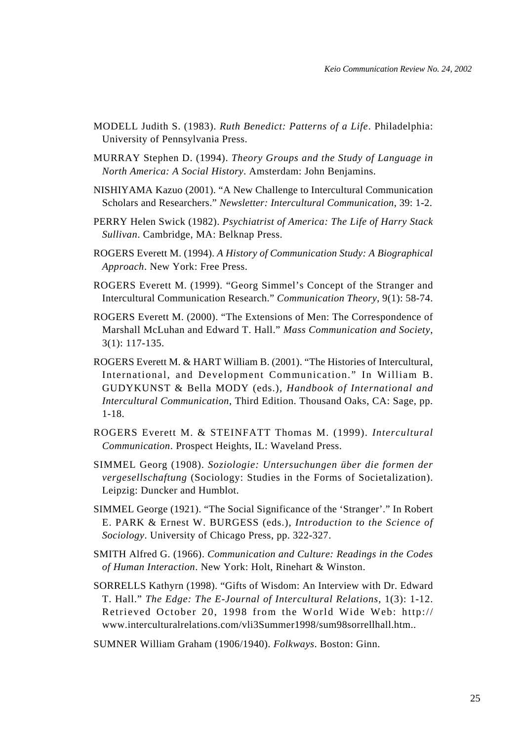MODELL Judith S. (1983). *Ruth Benedict: Patterns of a Life*. Philadelphia: University of Pennsylvania Press.

MURRAY Stephen D. (1994). *Theory Groups and the Study of Language in North America: A Social History*. Amsterdam: John Benjamins.

NISHIYAMA Kazuo (2001). "A New Challenge to Intercultural Communication Scholars and Researchers." *Newsletter: Intercultural Communication*, 39: 1-2.

PERRY Helen Swick (1982). *Psychiatrist of America: The Life of Harry Stack Sullivan*. Cambridge, MA: Belknap Press.

ROGERS Everett M. (1994). *A History of Communication Study: A Biographical Approach*. New York: Free Press.

ROGERS Everett M. (1999). "Georg Simmel's Concept of the Stranger and Intercultural Communication Research." *Communication Theory*, 9(1): 58-74.

ROGERS Everett M. (2000). "The Extensions of Men: The Correspondence of Marshall McLuhan and Edward T. Hall." *Mass Communication and Society*, 3(1): 117-135.

ROGERS Everett M. & HART William B. (2001). "The Histories of Intercultural, International, and Development Communication." In William B. GUDYKUNST & Bella MODY (eds.), *Handbook of International and Intercultural Communication*, Third Edition. Thousand Oaks, CA: Sage, pp. 1-18.

ROGERS Everett M. & STEINFATT Thomas M. (1999). *Intercultural Communication*. Prospect Heights, IL: Waveland Press.

SIMMEL Georg (1908). *Soziologie: Untersuchungen über die formen der vergesellschaftung* (Sociology: Studies in the Forms of Societalization). Leipzig: Duncker and Humblot.

SIMMEL George (1921). "The Social Significance of the 'Stranger'." In Robert E. PARK & Ernest W. BURGESS (eds.), *Introduction to the Science of Sociology*. University of Chicago Press, pp. 322-327.

SMITH Alfred G. (1966). *Communication and Culture: Readings in the Codes of Human Interaction*. New York: Holt, Rinehart & Winston.

SORRELLS Kathyrn (1998). "Gifts of Wisdom: An Interview with Dr. Edward T. Hall." *The Edge: The E-Journal of Intercultural Relations*, 1(3): 1-12. Retrieved October 20, 1998 from the World Wide Web: http://www.interculturalrelations.com/vli3Summer1998/sum98sorrellhall.htm..

SUMNER William Graham (1906/1940). *Folkways*. Boston: Ginn.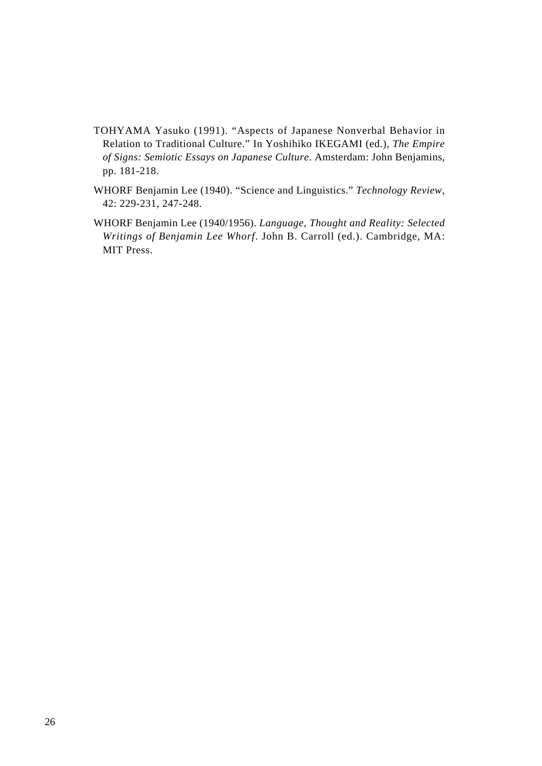TOHYAMA Yasuko (1991). “Aspects of Japanese Nonverbal Behavior in Relation to Traditional Culture.” In Yoshihiko IKEGAMI (ed.), *The Empire of Signs: Semiotic Essays on Japanese Culture*. Amsterdam: John Benjamins, pp. 181-218.

WHORF Benjamin Lee (1940). “Science and Linguistics.” *Technology Review*, 42: 229-231, 247-248.

WHORF Benjamin Lee (1940/1956). *Language, Thought and Reality: Selected Writings of Benjamin Lee Whorf*. John B. Carroll (ed.). Cambridge, MA: MIT Press.